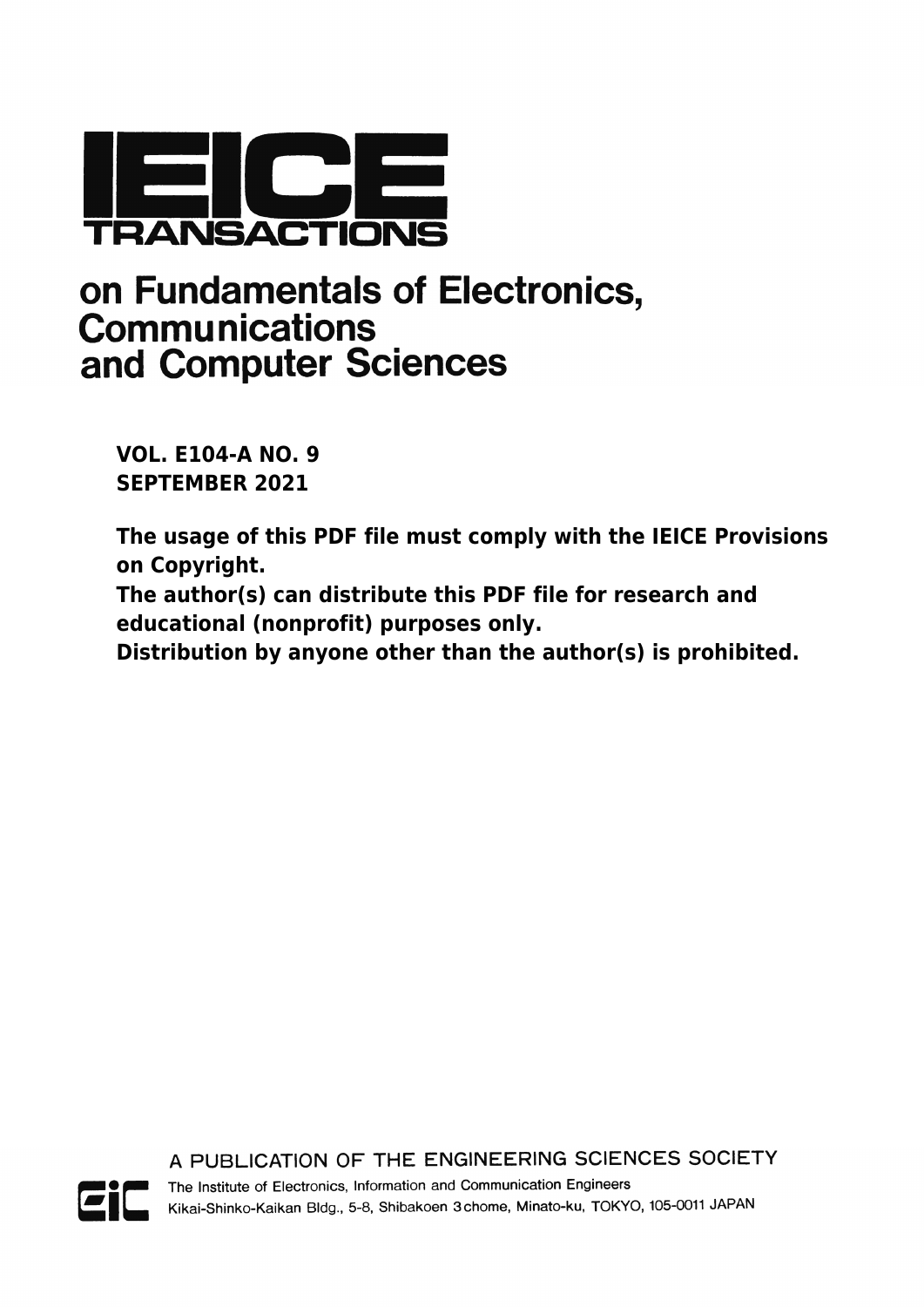# IEICE TRANSACTIONS

## on Fundamentals of Electronics, Communications and Computer Sciences

**VOL. E104-A NO. 9**
**SEPTEMBER 2021**

**The usage of this PDF file must comply with the IEICE Provisions on Copyright.**
**The author(s) can distribute this PDF file for research and educational (nonprofit) purposes only.**
**Distribution by anyone other than the author(s) is prohibited.**

A PUBLICATION OF THE ENGINEERING SCIENCES SOCIETY

The Institute of Electronics, Information and Communication Engineers
Kikai-Shinko-Kaikan Bldg., 5-8, Shibakoen 3 chome, Minato-ku, TOKYO, 105-0011 JAPAN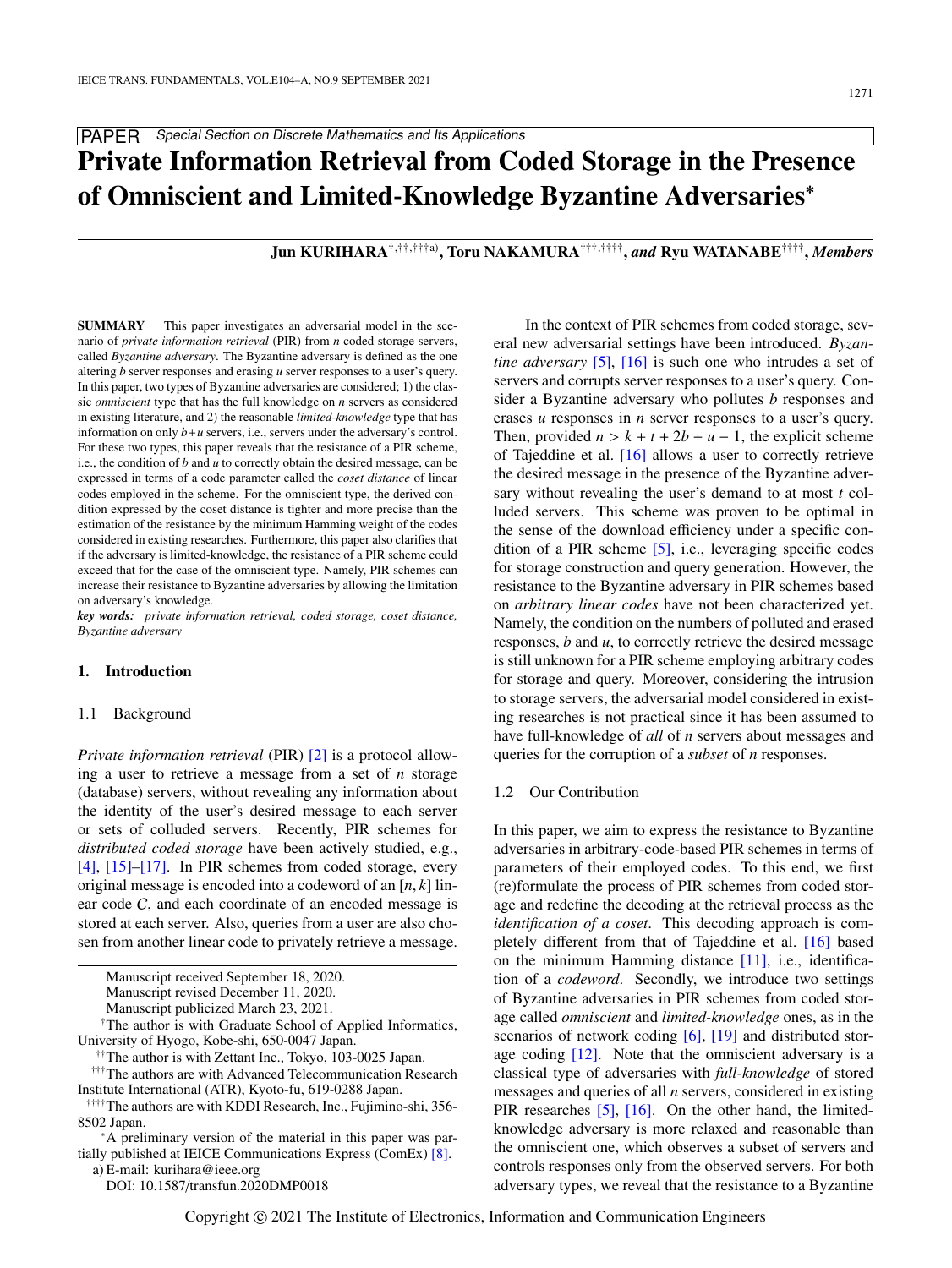**PAPER** *Special Section on Discrete Mathematics and Its Applications*

# Private Information Retrieval from Coded Storage in the Presence of Omniscient and Limited-Knowledge Byzantine Adversaries*

**Jun KURIHARA**[†,††,†††a)], **Toru NAKAMURA**[†††,††††], *and* **Ryu WATANABE**[††††], *Members*

**SUMMARY** This paper investigates an adversarial model in the scenario of *private information retrieval* (PIR) from $n$ coded storage servers, called *Byzantine adversary*. The Byzantine adversary is defined as the one altering $b$ server responses and erasing $u$ server responses to a user's query. In this paper, two types of Byzantine adversaries are considered; 1) the classic *omniscient* type that has the full knowledge on $n$ servers as considered in existing literature, and 2) the reasonable *limited-knowledge* type that has information on only $b+u$ servers, i.e., servers under the adversary's control. For these two types, this paper reveals that the resistance of a PIR scheme, i.e., the condition of $b$ and $u$ to correctly obtain the desired message, can be expressed in terms of a code parameter called the *coset distance* of linear codes employed in the scheme. For the omniscient type, the derived condition expressed by the coset distance is tighter and more precise than the estimation of the resistance by the minimum Hamming weight of the codes considered in existing researches. Furthermore, this paper also clarifies that if the adversary is limited-knowledge, the resistance of a PIR scheme could exceed that for the case of the omniscient type. Namely, PIR schemes can increase their resistance to Byzantine adversaries by allowing the limitation on adversary's knowledge.

***key words:*** *private information retrieval, coded storage, coset distance, Byzantine adversary*

## 1. Introduction

### 1.1 Background

*Private information retrieval* (PIR) [2] is a protocol allowing a user to retrieve a message from a set of $n$ storage (database) servers, without revealing any information about the identity of the user's desired message to each server or sets of colluded servers. Recently, PIR schemes for *distributed coded storage* have been actively studied, e.g., [4], [15]–[17]. In PIR schemes from coded storage, every original message is encoded into a codeword of an $[n, k]$ linear code $C$, and each coordinate of an encoded message is stored at each server. Also, queries from a user are also chosen from another linear code to privately retrieve a message.

In the context of PIR schemes from coded storage, several new adversarial settings have been introduced. *Byzantine adversary* [5], [16] is such one who intrudes a set of servers and corrupts server responses to a user's query. Consider a Byzantine adversary who pollutes $b$ responses and erases $u$ responses in $n$ server responses to a user's query. Then, provided $n > k + t + 2b + u - 1$, the explicit scheme of Tajeddine et al. [16] allows a user to correctly retrieve the desired message in the presence of the Byzantine adversary without revealing the user's demand to at most $t$ colluded servers. This scheme was proven to be optimal in the sense of the download efficiency under a specific condition of a PIR scheme [5], i.e., leveraging specific codes for storage construction and query generation. However, the resistance to the Byzantine adversary in PIR schemes based on *arbitrary linear codes* have not been characterized yet. Namely, the condition on the numbers of polluted and erased responses, $b$ and $u$, to correctly retrieve the desired message is still unknown for a PIR scheme employing arbitrary codes for storage and query. Moreover, considering the intrusion to storage servers, the adversarial model considered in existing researches is not practical since it has been assumed to have full-knowledge of *all* of $n$ servers about messages and queries for the corruption of a *subset* of $n$ responses.

### 1.2 Our Contribution

In this paper, we aim to express the resistance to Byzantine adversaries in arbitrary-code-based PIR schemes in terms of parameters of their employed codes. To this end, we first (re)formulate the process of PIR schemes from coded storage and redefine the decoding at the retrieval process as the *identification of a coset*. This decoding approach is completely different from that of Tajeddine et al. [16] based on the minimum Hamming distance [11], i.e., identification of a *codeword*. Secondly, we introduce two settings of Byzantine adversaries in PIR schemes from coded storage called *omniscient* and *limited-knowledge* ones, as in the scenarios of network coding [6], [19] and distributed storage coding [12]. Note that the omniscient adversary is a classical type of adversaries with *full-knowledge* of stored messages and queries of all $n$ servers, considered in existing PIR researches [5], [16]. On the other hand, the limited-knowledge adversary is more relaxed and reasonable than the omniscient one, which observes a subset of servers and controls responses only from the observed servers. For both adversary types, we reveal that the resistance to a Byzantine

---

Manuscript received September 18, 2020.
Manuscript revised December 11, 2020.
Manuscript publicized March 23, 2021.

†The author is with Graduate School of Applied Informatics, University of Hyogo, Kobe-shi, 650-0047 Japan.

††The author is with Zettant Inc., Tokyo, 103-0025 Japan.

†††The authors are with Advanced Telecommunication Research Institute International (ATR), Kyoto-fu, 619-0288 Japan.

††††The authors are with KDDI Research, Inc., Fujimino-shi, 356-8502 Japan.

*A preliminary version of the material in this paper was partially published at IEICE Communications Express (ComEx) [8].

a) E-mail: kurihara@ieee.org

DOI: 10.1587/transfun.2020DMP0018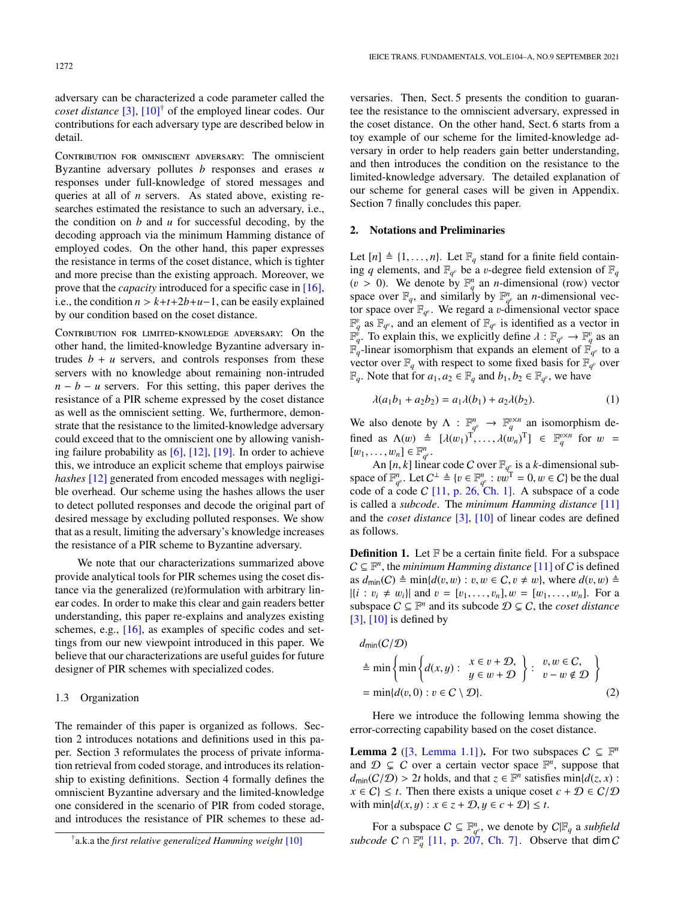adversary can be characterized a code parameter called the *coset distance* [3], [10][†] of the employed linear codes. Our contributions for each adversary type are described below in detail.

Contribution for omniscient adversary: The omniscient Byzantine adversary pollutes $b$ responses and erases $u$ responses under full-knowledge of stored messages and queries at all of $n$ servers. As stated above, existing researches estimated the resistance to such an adversary, i.e., the condition on $b$ and $u$ for successful decoding, by the decoding approach via the minimum Hamming distance of employed codes. On the other hand, this paper expresses the resistance in terms of the coset distance, which is tighter and more precise than the existing approach. Moreover, we prove that the *capacity* introduced for a specific case in [16], i.e., the condition $n > k+t+2b+u-1$, can be easily explained by our condition based on the coset distance.

Contribution for limited-knowledge adversary: On the other hand, the limited-knowledge Byzantine adversary intrudes $b + u$ servers, and controls responses from these servers with no knowledge about remaining non-intruded $n - b - u$ servers. For this setting, this paper derives the resistance of a PIR scheme expressed by the coset distance as well as the omniscient setting. We, furthermore, demonstrate that the resistance to the limited-knowledge adversary could exceed that to the omniscient one by allowing vanishing failure probability as [6], [12], [19]. In order to achieve this, we introduce an explicit scheme that employs pairwise *hashes* [12] generated from encoded messages with negligible overhead. Our scheme using the hashes allows the user to detect polluted responses and decode the original part of desired message by excluding polluted responses. We show that as a result, limiting the adversary's knowledge increases the resistance of a PIR scheme to Byzantine adversary.

We note that our characterizations summarized above provide analytical tools for PIR schemes using the coset distance via the generalized (re)formulation with arbitrary linear codes. In order to make this clear and gain readers better understanding, this paper re-explains and analyzes existing schemes, e.g., [16], as examples of specific codes and settings from our new viewpoint introduced in this paper. We believe that our characterizations are useful guides for future designer of PIR schemes with specialized codes.

### 1.3 Organization

The remainder of this paper is organized as follows. Section 2 introduces notations and definitions used in this paper. Section 3 reformulates the process of private information retrieval from coded storage, and introduces its relationship to existing definitions. Section 4 formally defines the omniscient Byzantine adversary and the limited-knowledge one considered in the scenario of PIR from coded storage, and introduces the resistance of PIR schemes to these adversaries. Then, Sect. 5 presents the condition to guarantee the resistance to the omniscient adversary, expressed in the coset distance. On the other hand, Sect. 6 starts from a toy example of our scheme for the limited-knowledge adversary in order to help readers gain better understanding, and then introduces the condition on the resistance to the limited-knowledge adversary. The detailed explanation of our scheme for general cases will be given in Appendix. Section 7 finally concludes this paper.

[†] a.k.a the *first relative generalized Hamming weight* [10]

## 2. Notations and Preliminaries

Let $[n] \triangleq \{1, \dots, n\}$. Let $\mathbb{F}_q$ stand for a finite field containing $q$ elements, and $\mathbb{F}_{q^v}$ be a $v$-degree field extension of $\mathbb{F}_q$ ($v > 0$). We denote by $\mathbb{F}_q^n$ an $n$-dimensional (row) vector space over $\mathbb{F}_q$, and similarly by $\mathbb{F}_{q^v}^n$ an $n$-dimensional vector space over $\mathbb{F}_{q^v}$. We regard a $v$-dimensional vector space $\mathbb{F}_q^v$ as $\mathbb{F}_{q^v}$, and an element of $\mathbb{F}_{q^v}$ is identified as a vector in $\mathbb{F}_q^v$. To explain this, we explicitly define $\lambda : \mathbb{F}_{q^v} \to \mathbb{F}_q^v$ as an $\mathbb{F}_q$-linear isomorphism that expands an element of $\mathbb{F}_{q^v}$ to a vector over $\mathbb{F}_q$ with respect to some fixed basis for $\mathbb{F}_{q^v}$ over $\mathbb{F}_q$. Note that for $a_1, a_2 \in \mathbb{F}_q$ and $b_1, b_2 \in \mathbb{F}_{q^v}$, we have

$$\lambda(a_1 b_1 + a_2 b_2) = a_1 \lambda(b_1) + a_2 \lambda(b_2). \tag{1}$$

We also denote by $\Lambda : \mathbb{F}_{q^v}^n \to \mathbb{F}_q^{v \times n}$ an isomorphism defined as $\Lambda(w) \triangleq [\lambda(w_1)^{\mathrm{T}}, \dots, \lambda(w_n)^{\mathrm{T}}] \in \mathbb{F}_q^{v \times n}$ for $w = [w_1, \dots, w_n] \in \mathbb{F}_{q^v}^n$.

An $[n, k]$ linear code $C$ over $\mathbb{F}_{q^v}$ is a $k$-dimensional subspace of $\mathbb{F}_{q^v}^n$. Let $C^\perp \triangleq \{v \in \mathbb{F}_{q^v}^n : vw^{\mathrm{T}} = 0, w \in C\}$ be the dual code of a code $C$ [11, p. 26, Ch. 1]. A subspace of a code is called a *subcode*. The *minimum Hamming distance* [11] and the *coset distance* [3], [10] of linear codes are defined as follows.

**Definition 1.** Let $\mathbb{F}$ be a certain finite field. For a subspace $C \subseteq \mathbb{F}^n$, the *minimum Hamming distance* [11] of $C$ is defined as $d_{\min}(C) \triangleq \min\{d(v, w) : v, w \in C, v \neq w\}$, where $d(v, w) \triangleq |\{i : v_i \neq w_i\}|$ and $v = [v_1, \dots, v_n], w = [w_1, \dots, w_n]$. For a subspace $C \subseteq \mathbb{F}^n$ and its subcode $\mathcal{D} \subsetneq C$, the *coset distance* [3], [10] is defined by

$$\begin{aligned} & d_{\min}(C/\mathcal{D}) \\ & \triangleq \min\left\{\min\left\{d(x, y) : \begin{array}{l} x \in v + \mathcal{D}, \\ y \in w + \mathcal{D} \end{array}\right\} : \begin{array}{l} v, w \in C, \\ v - w \notin \mathcal{D} \end{array}\right\} \\ & = \min\{d(v, 0) : v \in C \setminus \mathcal{D}\}. \end{aligned} \tag{2}$$

Here we introduce the following lemma showing the error-correcting capability based on the coset distance.

**Lemma 2** ([3, Lemma 1.1])**.** For two subspaces $C \subseteq \mathbb{F}^n$ and $\mathcal{D} \subsetneq C$ over a certain vector space $\mathbb{F}^n$, suppose that $d_{\min}(C/\mathcal{D}) > 2t$ holds, and that $z \in \mathbb{F}^n$ satisfies $\min\{d(z, x) : x \in C\} \leq t$. Then there exists a unique coset $c + \mathcal{D} \in C/\mathcal{D}$ with $\min\{d(x, y) : x \in z + \mathcal{D}, y \in c + \mathcal{D}\} \leq t$.

For a subspace $C \subseteq \mathbb{F}_{q^v}^n$, we denote by $C|\mathbb{F}_q$ a *subfield subcode* $C \cap \mathbb{F}_q^n$ [11, p. 207, Ch. 7]. Observe that $\dim C$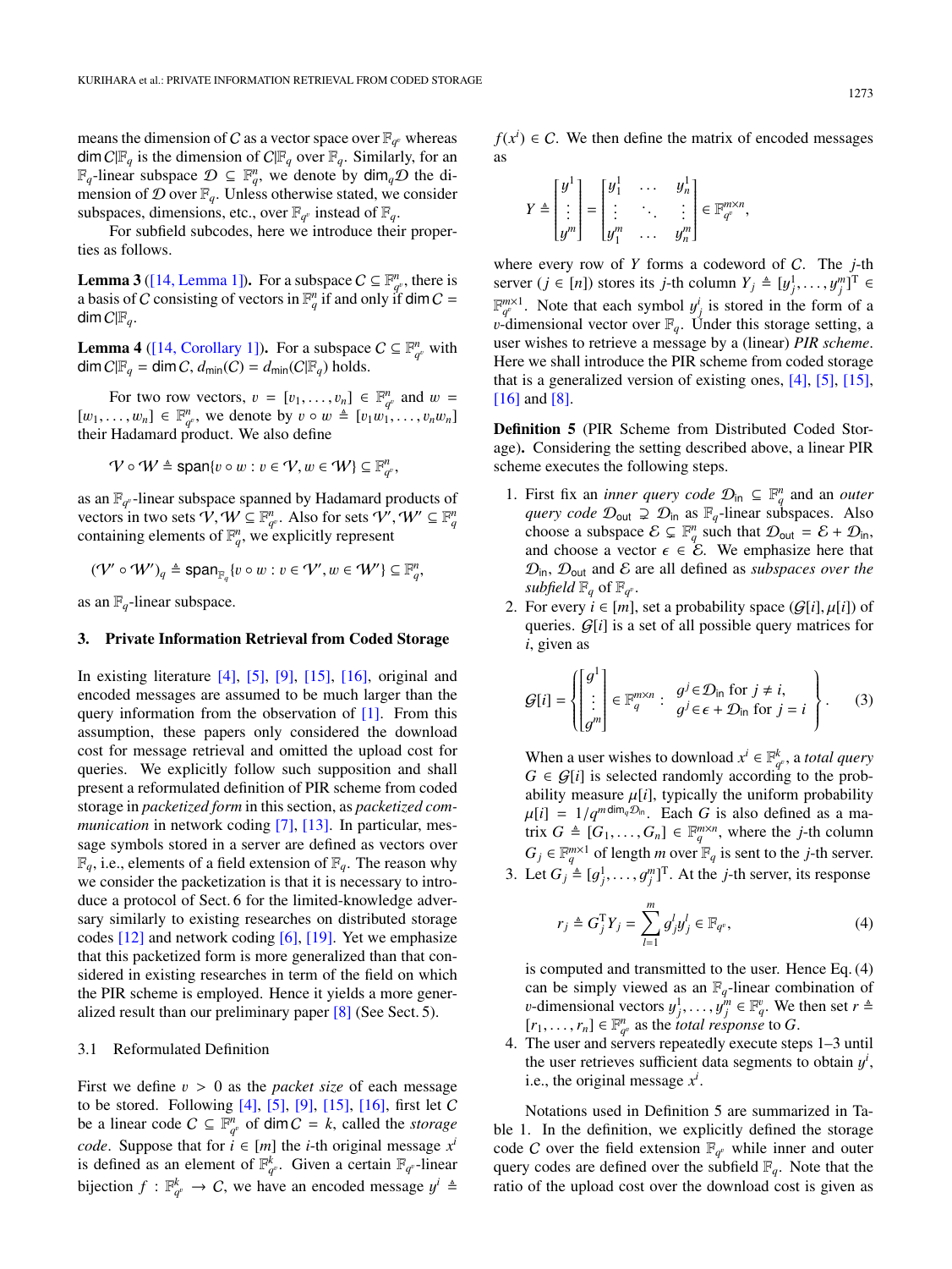means the dimension of $\mathcal{C}$ as a vector space over $\mathbb{F}_{q^v}$ whereas $\dim \mathcal{C}|\mathbb{F}_q$ is the dimension of $\mathcal{C}|\mathbb{F}_q$ over $\mathbb{F}_q$. Similarly, for an $\mathbb{F}_q$-linear subspace $\mathcal{D} \subseteq \mathbb{F}_q^n$, we denote by $\dim_q \mathcal{D}$ the dimension of $\mathcal{D}$ over $\mathbb{F}_q$. Unless otherwise stated, we consider subspaces, dimensions, etc., over $\mathbb{F}_{q^v}$ instead of $\mathbb{F}_q$.

For subfield subcodes, here we introduce their properties as follows.

**Lemma 3** ([14, Lemma 1]). For a subspace $\mathcal{C} \subseteq \mathbb{F}_{q^v}^n$, there is a basis of $\mathcal{C}$ consisting of vectors in $\mathbb{F}_q^n$ if and only if $\dim \mathcal{C} = \dim \mathcal{C}|\mathbb{F}_q$.

**Lemma 4** ([14, Corollary 1]). For a subspace $\mathcal{C} \subseteq \mathbb{F}_{q^v}^n$ with $\dim \mathcal{C}|\mathbb{F}_q = \dim \mathcal{C}$, $d_{\min}(\mathcal{C}) = d_{\min}(\mathcal{C}|\mathbb{F}_q)$ holds.

For two row vectors, $v = [v_1, \ldots, v_n] \in \mathbb{F}_{q^v}^n$ and $w = [w_1, \ldots, w_n] \in \mathbb{F}_{q^v}^n$, we denote by $v \circ w \triangleq [v_1 w_1, \ldots, v_n w_n]$ their Hadamard product. We also define

$$\mathcal{V} \circ \mathcal{W} \triangleq \operatorname{span}\{v \circ w : v \in \mathcal{V}, w \in \mathcal{W}\} \subseteq \mathbb{F}_{q^v}^n,$$

as an $\mathbb{F}_{q^v}$-linear subspace spanned by Hadamard products of vectors in two sets $\mathcal{V}, \mathcal{W} \subseteq \mathbb{F}_{q^v}^n$. Also for sets $\mathcal{V}', \mathcal{W}' \subseteq \mathbb{F}_q^n$ containing elements of $\mathbb{F}_q^n$, we explicitly represent

$$(\mathcal{V}' \circ \mathcal{W}')_q \triangleq \operatorname{span}_{\mathbb{F}_q}\{v \circ w : v \in \mathcal{V}', w \in \mathcal{W}'\} \subseteq \mathbb{F}_q^n,$$

as an $\mathbb{F}_q$-linear subspace.

## 3. Private Information Retrieval from Coded Storage

In existing literature [4], [5], [9], [15], [16], original and encoded messages are assumed to be much larger than the query information from the observation of [1]. From this assumption, these papers only considered the download cost for message retrieval and omitted the upload cost for queries. We explicitly follow such supposition and shall present a reformulated definition of PIR scheme from coded storage in *packetized form* in this section, as *packetized communication* in network coding [7], [13]. In particular, message symbols stored in a server are defined as vectors over $\mathbb{F}_q$, i.e., elements of a field extension of $\mathbb{F}_q$. The reason why we consider the packetization is that it is necessary to introduce a protocol of Sect. 6 for the limited-knowledge adversary similarly to existing researches on distributed storage codes [12] and network coding [6], [19]. Yet we emphasize that this packetized form is more generalized than that considered in existing researches in term of the field on which the PIR scheme is employed. Hence it yields a more generalized result than our preliminary paper [8] (See Sect. 5).

### 3.1 Reformulated Definition

First we define $v > 0$ as the *packet size* of each message to be stored. Following [4], [5], [9], [15], [16], first let $\mathcal{C}$ be a linear code $\mathcal{C} \subseteq \mathbb{F}_{q^v}^n$ of $\dim \mathcal{C} = k$, called the *storage code*. Suppose that for $i \in [m]$ the $i$-th original message $x^i$ is defined as an element of $\mathbb{F}_{q^v}^k$. Given a certain $\mathbb{F}_{q^v}$-linear bijection $f : \mathbb{F}_{q^v}^k \to \mathcal{C}$, we have an encoded message $y^i \triangleq f(x^i) \in \mathcal{C}$. We then define the matrix of encoded messages as

$$Y \triangleq \begin{bmatrix} y^1 \\ \vdots \\ y^m \end{bmatrix} = \begin{bmatrix} y_1^1 & \ldots & y_n^1 \\ \vdots & \ddots & \vdots \\ y_1^m & \ldots & y_n^m \end{bmatrix} \in \mathbb{F}_{q^v}^{m \times n},$$

where every row of $Y$ forms a codeword of $\mathcal{C}$. The $j$-th server ($j \in [n]$) stores its $j$-th column $Y_j \triangleq [y_j^1, \ldots, y_j^m]^{\mathrm{T}} \in \mathbb{F}_{q^v}^{m \times 1}$. Note that each symbol $y_j^i$ is stored in the form of a $v$-dimensional vector over $\mathbb{F}_q$. Under this storage setting, a user wishes to retrieve a message by a (linear) *PIR scheme*. Here we shall introduce the PIR scheme from coded storage that is a generalized version of existing ones, [4], [5], [15], [16] and [8].

**Definition 5** (PIR Scheme from Distributed Coded Storage). Considering the setting described above, a linear PIR scheme executes the following steps.

1. First fix an *inner query code* $\mathcal{D}_{\text{in}} \subseteq \mathbb{F}_q^n$ and an *outer query code* $\mathcal{D}_{\text{out}} \supsetneq \mathcal{D}_{\text{in}}$ as $\mathbb{F}_q$-linear subspaces. Also choose a subspace $\mathcal{E} \subsetneq \mathbb{F}_q^n$ such that $\mathcal{D}_{\text{out}} = \mathcal{E} + \mathcal{D}_{\text{in}}$, and choose a vector $\epsilon \in \mathcal{E}$. We emphasize here that $\mathcal{D}_{\text{in}}$, $\mathcal{D}_{\text{out}}$ and $\mathcal{E}$ are all defined as *subspaces over the subfield* $\mathbb{F}_q$ of $\mathbb{F}_{q^v}$.
2. For every $i \in [m]$, set a probability space $(\mathcal{G}[i], \mu[i])$ of queries. $\mathcal{G}[i]$ is a set of all possible query matrices for $i$, given as
$$\mathcal{G}[i] = \left\{ \begin{bmatrix} g^1 \\ \vdots \\ g^m \end{bmatrix} \in \mathbb{F}_q^{m \times n} : \begin{array}{l} g^j \in \mathcal{D}_{\text{in}} \text{ for } j \neq i, \\ g^j \in \epsilon + \mathcal{D}_{\text{in}} \text{ for } j = i \end{array} \right\}. \quad (3)$$
When a user wishes to download $x^i \in \mathbb{F}_{q^v}^k$, a *total query* $G \in \mathcal{G}[i]$ is selected randomly according to the probability measure $\mu[i]$, typically the uniform probability $\mu[i] = 1/q^{m \dim_q \mathcal{D}_{\text{in}}}$. Each $G$ is also defined as a matrix $G \triangleq [G_1, \ldots, G_n] \in \mathbb{F}_q^{m \times n}$, where the $j$-th column $G_j \in \mathbb{F}_q^{m \times 1}$ of length $m$ over $\mathbb{F}_q$ is sent to the $j$-th server.
3. Let $G_j \triangleq [g_j^1, \ldots, g_j^m]^{\mathrm{T}}$. At the $j$-th server, its response
$$r_j \triangleq G_j^{\mathrm{T}} Y_j = \sum_{l=1}^{m} g_j^l y_j^l \in \mathbb{F}_{q^v}, \quad (4)$$
is computed and transmitted to the user. Hence Eq. (4) can be simply viewed as an $\mathbb{F}_q$-linear combination of $v$-dimensional vectors $y_j^1, \ldots, y_j^m \in \mathbb{F}_q^v$. We then set $r \triangleq [r_1, \ldots, r_n] \in \mathbb{F}_{q^v}^n$ as the *total response* to $G$.
4. The user and servers repeatedly execute steps 1–3 until the user retrieves sufficient data segments to obtain $y^i$, i.e., the original message $x^i$.

Notations used in Definition 5 are summarized in Table 1. In the definition, we explicitly defined the storage code $\mathcal{C}$ over the field extension $\mathbb{F}_{q^v}$ while inner and outer query codes are defined over the subfield $\mathbb{F}_q$. Note that the ratio of the upload cost over the download cost is given as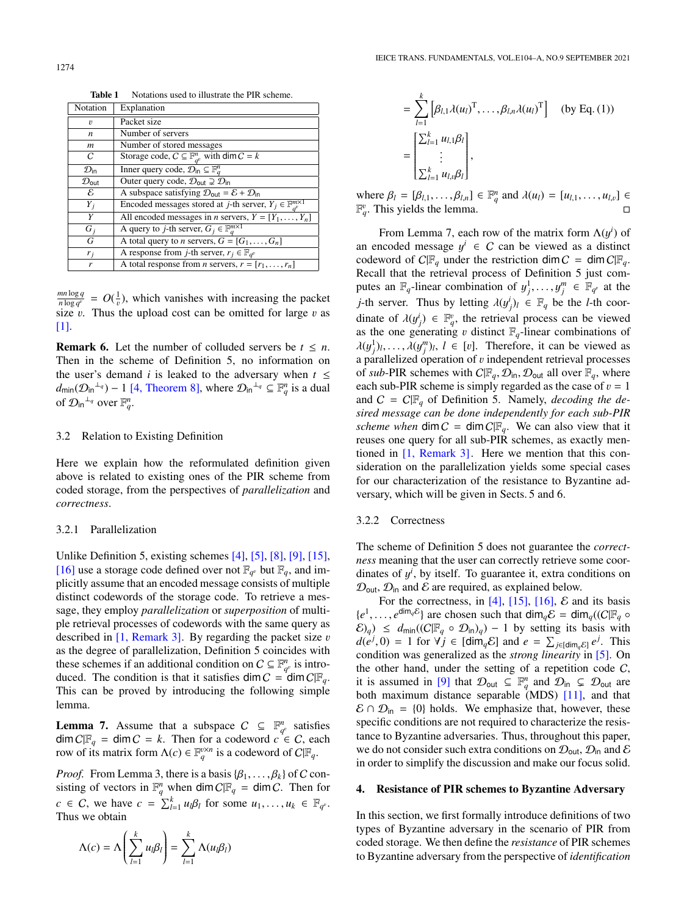**Table 1** Notations used to illustrate the PIR scheme.

| Notation | Explanation |
|---|---|
| $v$ | Packet size |
| $n$ | Number of servers |
| $m$ | Number of stored messages |
| $C$ | Storage code, $C \subseteq \mathbb{F}_{q^v}^n$ with $\dim C = k$ |
| $\mathcal{D}_{\mathsf{in}}$ | Inner query code, $\mathcal{D}_{\mathsf{in}} \subseteq \mathbb{F}_q^n$ |
| $\mathcal{D}_{\mathsf{out}}$ | Outer query code, $\mathcal{D}_{\mathsf{out}} \supsetneq \mathcal{D}_{\mathsf{in}}$ |
| $\mathcal{E}$ | A subspace satisfying $\mathcal{D}_{\mathsf{out}} = \mathcal{E} + \mathcal{D}_{\mathsf{in}}$ |
| $Y_j$ | Encoded messages stored at $j$-th server, $Y_j \in \mathbb{F}_{q^v}^{m\times 1}$ |
| $Y$ | All encoded messages in $n$ servers, $Y = [Y_1, \ldots, Y_n]$ |
| $G_j$ | A query to $j$-th server, $G_j \in \mathbb{F}_q^{m\times 1}$ |
| $G$ | A total query to $n$ servers, $G = [G_1, \ldots, G_n]$ |
| $r_j$ | A response from $j$-th server, $r_j \in \mathbb{F}_{q^v}$ |
| $r$ | A total response from $n$ servers, $r = [r_1, \ldots, r_n]$ |

$\frac{mn\log q}{n\log q^v} = O(\frac{1}{v})$, which vanishes with increasing the packet size $v$. Thus the upload cost can be omitted for large $v$ as [1].

**Remark 6.** Let the number of colluded servers be $t \le n$. Then in the scheme of Definition 5, no information on the user's demand $i$ is leaked to the adversary when $t \le d_{\min}(\mathcal{D}_{\mathsf{in}}{}^{\perp_q}) - 1$ [4, Theorem 8], where $\mathcal{D}_{\mathsf{in}}{}^{\perp_q} \subseteq \mathbb{F}_q^n$ is a dual of $\mathcal{D}_{\mathsf{in}}{}^{\perp_q}$ over $\mathbb{F}_q^n$.

### 3.2 Relation to Existing Definition

Here we explain how the reformulated definition given above is related to existing ones of the PIR scheme from coded storage, from the perspectives of *parallelization* and *correctness*.

#### 3.2.1 Parallelization

Unlike Definition 5, existing schemes [4], [5], [8], [9], [15], [16] use a storage code defined over not $\mathbb{F}_{q^v}$ but $\mathbb{F}_q$, and implicitly assume that an encoded message consists of multiple distinct codewords of the storage code. To retrieve a message, they employ *parallelization* or *superposition* of multiple retrieval processes of codewords with the same query as described in [1, Remark 3]. By regarding the packet size $v$ as the degree of parallelization, Definition 5 coincides with these schemes if an additional condition on $C \subseteq \mathbb{F}_{q^v}^n$ is introduced. The condition is that it satisfies $\dim C = \dim C|\mathbb{F}_q$. This can be proved by introducing the following simple lemma.

**Lemma 7.** Assume that a subspace $C \subseteq \mathbb{F}_{q^v}^n$ satisfies $\dim C|\mathbb{F}_q = \dim C = k$. Then for a codeword $c \in C$, each row of its matrix form $\Lambda(c) \in \mathbb{F}_q^{v\times n}$ is a codeword of $C|\mathbb{F}_q$.

*Proof.* From Lemma 3, there is a basis $\{\beta_1, \ldots, \beta_k\}$ of $C$ consisting of vectors in $\mathbb{F}_q^n$ when $\dim C|\mathbb{F}_q = \dim C$. Then for $c \in C$, we have $c = \sum_{l=1}^k u_l \beta_l$ for some $u_1, \ldots, u_k \in \mathbb{F}_{q^v}$. Thus we obtain

$$\Lambda(c) = \Lambda\left(\sum_{l=1}^{k} u_l\beta_l\right) = \sum_{l=1}^{k} \Lambda(u_l\beta_l)$$

$$= \sum_{l=1}^{k}\left[\beta_{l,1}\lambda(u_l)^{\mathrm{T}}, \ldots, \beta_{l,n}\lambda(u_l)^{\mathrm{T}}\right] \quad \text{(by Eq. (1))}$$

$$= \begin{bmatrix} \sum_{l=1}^k u_{l,1}\beta_l \\ \vdots \\ \sum_{l=1}^k u_{l,v}\beta_l \end{bmatrix},$$

where $\beta_l = [\beta_{l,1}, \ldots, \beta_{l,n}] \in \mathbb{F}_q^n$ and $\lambda(u_l) = [u_{l,1}, \ldots, u_{l,v}] \in \mathbb{F}_q^v$. This yields the lemma. □

From Lemma 7, each row of the matrix form $\Lambda(y^i)$ of an encoded message $y^i \in C$ can be viewed as a distinct codeword of $C|\mathbb{F}_q$ under the restriction $\dim C = \dim C|\mathbb{F}_q$. Recall that the retrieval process of Definition 5 just computes an $\mathbb{F}_q$-linear combination of $y_j^1, \ldots, y_j^m \in \mathbb{F}_{q^v}$ at the $j$-th server. Thus by letting $\lambda(y_j^i)_l \in \mathbb{F}_q$ be the $l$-th coordinate of $\lambda(y_j^i) \in \mathbb{F}_q^v$, the retrieval process can be viewed as the one generating $v$ distinct $\mathbb{F}_q$-linear combinations of $\lambda(y_j^1)_l, \ldots, \lambda(y_j^m)_l$, $l \in [v]$. Therefore, it can be viewed as a parallelized operation of $v$ independent retrieval processes of *sub*-PIR schemes with $C|\mathbb{F}_q, \mathcal{D}_{\mathsf{in}}, \mathcal{D}_{\mathsf{out}}$ all over $\mathbb{F}_q$, where each sub-PIR scheme is simply regarded as the case of $v = 1$ and $C = C|\mathbb{F}_q$ of Definition 5. Namely, *decoding the desired message can be done independently for each sub-PIR scheme when* $\dim C = \dim C|\mathbb{F}_q$. We can also view that it reuses one query for all sub-PIR schemes, as exactly mentioned in [1, Remark 3]. Here we mention that this consideration on the parallelization yields some special cases for our characterization of the resistance to Byzantine adversary, which will be given in Sects. 5 and 6.

#### 3.2.2 Correctness

The scheme of Definition 5 does not guarantee the *correctness* meaning that the user can correctly retrieve some coordinates of $y^i$, by itself. To guarantee it, extra conditions on $\mathcal{D}_{\mathsf{out}}$, $\mathcal{D}_{\mathsf{in}}$ and $\mathcal{E}$ are required, as explained below.

For the correctness, in [4], [15], [16], $\mathcal{E}$ and its basis $\{e^1, \ldots, e^{\dim_q \mathcal{E}}\}$ are chosen such that $\dim_q \mathcal{E} = \dim_q((C|\mathbb{F}_q \circ \mathcal{E})_q) \le d_{\min}((C|\mathbb{F}_q \circ \mathcal{D}_{\mathsf{in}})_q) - 1$ by setting its basis with $d(e^j, 0) = 1$ for $\forall j \in [\dim_q \mathcal{E}]$ and $e = \sum_{j\in[\dim_q \mathcal{E}]} e^j$. This condition was generalized as the *strong linearity* in [5]. On the other hand, under the setting of a repetition code $C$, it is assumed in [9] that $\mathcal{D}_{\mathsf{out}} \subseteq \mathbb{F}_q^n$ and $\mathcal{D}_{\mathsf{in}} \subsetneq \mathcal{D}_{\mathsf{out}}$ are both maximum distance separable (MDS) [11], and that $\mathcal{E} \cap \mathcal{D}_{\mathsf{in}} = \{0\}$ holds. We emphasize that, however, these specific conditions are not required to characterize the resistance to Byzantine adversaries. Thus, throughout this paper, we do not consider such extra conditions on $\mathcal{D}_{\mathsf{out}}$, $\mathcal{D}_{\mathsf{in}}$ and $\mathcal{E}$ in order to simplify the discussion and make our focus solid.

## 4. Resistance of PIR schemes to Byzantine Adversary

In this section, we first formally introduce definitions of two types of Byzantine adversary in the scenario of PIR from coded storage. We then define the *resistance* of PIR schemes to Byzantine adversary from the perspective of *identification*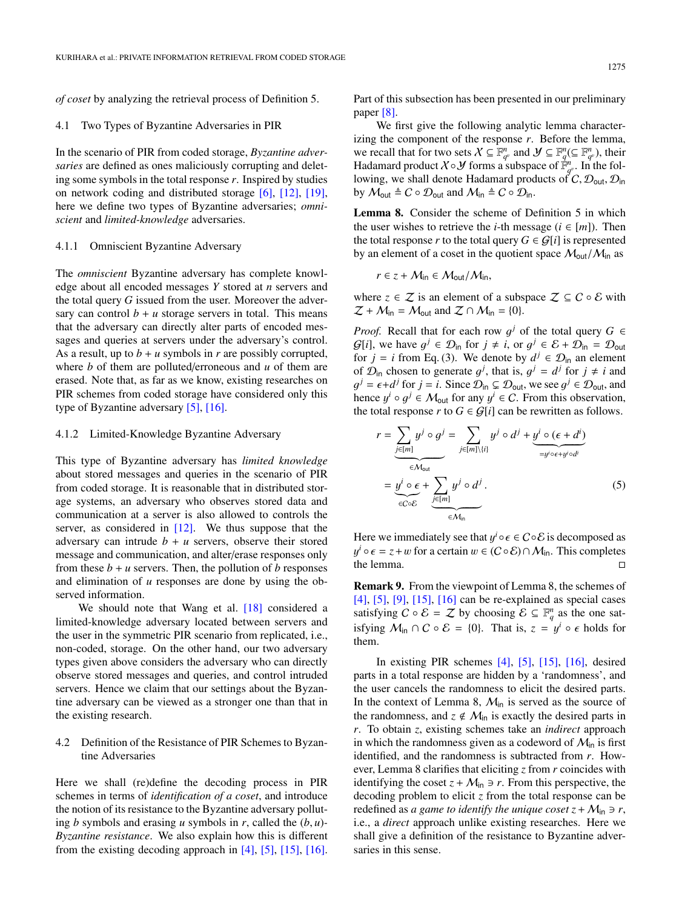*of coset* by analyzing the retrieval process of Definition 5.

## 4.1 Two Types of Byzantine Adversaries in PIR

In the scenario of PIR from coded storage, *Byzantine adversaries* are defined as ones maliciously corrupting and deleting some symbols in the total response $r$. Inspired by studies on network coding and distributed storage [6], [12], [19], here we define two types of Byzantine adversaries; *omniscient* and *limited-knowledge* adversaries.

### 4.1.1 Omniscient Byzantine Adversary

The *omniscient* Byzantine adversary has complete knowledge about all encoded messages $Y$ stored at $n$ servers and the total query $G$ issued from the user. Moreover the adversary can control $b+u$ storage servers in total. This means that the adversary can directly alter parts of encoded messages and queries at servers under the adversary's control. As a result, up to $b+u$ symbols in $r$ are possibly corrupted, where $b$ of them are polluted/erroneous and $u$ of them are erased. Note that, as far as we know, existing researches on PIR schemes from coded storage have considered only this type of Byzantine adversary [5], [16].

### 4.1.2 Limited-Knowledge Byzantine Adversary

This type of Byzantine adversary has *limited knowledge* about stored messages and queries in the scenario of PIR from coded storage. It is reasonable that in distributed storage systems, an adversary who observes stored data and communication at a server is also allowed to controls the server, as considered in [12]. We thus suppose that the adversary can intrude $b+u$ servers, observe their stored message and communication, and alter/erase responses only from these $b+u$ servers. Then, the pollution of $b$ responses and elimination of $u$ responses are done by using the observed information.

We should note that Wang et al. [18] considered a limited-knowledge adversary located between servers and the user in the symmetric PIR scenario from replicated, i.e., non-coded, storage. On the other hand, our two adversary types given above considers the adversary who can directly observe stored messages and queries, and control intruded servers. Hence we claim that our settings about the Byzantine adversary can be viewed as a stronger one than that in the existing research.

## 4.2 Definition of the Resistance of PIR Schemes to Byzantine Adversaries

Here we shall (re)define the decoding process in PIR schemes in terms of *identification of a coset*, and introduce the notion of its resistance to the Byzantine adversary polluting $b$ symbols and erasing $u$ symbols in $r$, called the $(b,u)$-*Byzantine resistance*. We also explain how this is different from the existing decoding approach in [4], [5], [15], [16]. Part of this subsection has been presented in our preliminary paper [8].

We first give the following analytic lemma characterizing the component of the response $r$. Before the lemma, we recall that for two sets $\mathcal{X} \subseteq \mathbb{F}_{q^v}^n$ and $\mathcal{Y} \subseteq \mathbb{F}_q^n (\subseteq \mathbb{F}_{q^v}^n)$, their Hadamard product $\mathcal{X} \circ \mathcal{Y}$ forms a subspace of $\mathbb{F}_{q^v}^n$. In the following, we shall denote Hadamard products of $\mathcal{C}, \mathcal{D}_{\mathsf{out}}, \mathcal{D}_{\mathsf{in}}$ by $\mathcal{M}_{\mathsf{out}} \triangleq \mathcal{C} \circ \mathcal{D}_{\mathsf{out}}$ and $\mathcal{M}_{\mathsf{in}} \triangleq \mathcal{C} \circ \mathcal{D}_{\mathsf{in}}$.

**Lemma 8.** Consider the scheme of Definition 5 in which the user wishes to retrieve the $i$-th message ($i \in [m]$). Then the total response $r$ to the total query $G \in \mathcal{G}[i]$ is represented by an element of a coset in the quotient space $\mathcal{M}_{\mathsf{out}}/\mathcal{M}_{\mathsf{in}}$ as

$$r \in z + \mathcal{M}_{\mathsf{in}} \in \mathcal{M}_{\mathsf{out}}/\mathcal{M}_{\mathsf{in}},$$

where $z \in \mathcal{Z}$ is an element of a subspace $\mathcal{Z} \subseteq \mathcal{C} \circ \mathcal{E}$ with $\mathcal{Z} + \mathcal{M}_{\mathsf{in}} = \mathcal{M}_{\mathsf{out}}$ and $\mathcal{Z} \cap \mathcal{M}_{\mathsf{in}} = \{0\}$.

*Proof.* Recall that for each row $g^j$ of the total query $G \in \mathcal{G}[i]$, we have $g^j \in \mathcal{D}_{\mathsf{in}}$ for $j \neq i$, or $g^j \in \mathcal{E} + \mathcal{D}_{\mathsf{in}} = \mathcal{D}_{\mathsf{out}}$ for $j = i$ from Eq. (3). We denote by $d^j \in \mathcal{D}_{\mathsf{in}}$ an element of $\mathcal{D}_{\mathsf{in}}$ chosen to generate $g^j$, that is, $g^j = d^j$ for $j \neq i$ and $g^j = \epsilon + d^j$ for $j = i$. Since $\mathcal{D}_{\mathsf{in}} \subsetneq \mathcal{D}_{\mathsf{out}}$, we see $g^j \in \mathcal{D}_{\mathsf{out}}$, and hence $y^j \circ g^j \in \mathcal{M}_{\mathsf{out}}$ for any $y^j \in \mathcal{C}$. From this observation, the total response $r$ to $G \in \mathcal{G}[i]$ can be rewritten as follows.

$$\begin{aligned} r &= \underbrace{\sum_{j \in [m]} y^j \circ g^j}_{\in \mathcal{M}_{\mathsf{out}}} = \sum_{j \in [m] \setminus \{i\}} y^j \circ d^j + \underbrace{y^i \circ (\epsilon + d^i)}_{= y^i \circ \epsilon + y^i \circ d^i} \\ &= \underbrace{y^i \circ \epsilon}_{\in \mathcal{C} \circ \mathcal{E}} + \underbrace{\sum_{j \in [m]} y^j \circ d^j}_{\in \mathcal{M}_{\mathsf{in}}}. \end{aligned} \tag{5}$$

Here we immediately see that $y^i \circ \epsilon \in \mathcal{C} \circ \mathcal{E}$ is decomposed as $y^i \circ \epsilon = z + w$ for a certain $w \in (\mathcal{C} \circ \mathcal{E}) \cap \mathcal{M}_{\mathsf{in}}$. This completes the lemma. $\square$

**Remark 9.** From the viewpoint of Lemma 8, the schemes of [4], [5], [9], [15], [16] can be re-explained as special cases satisfying $\mathcal{C} \circ \mathcal{E} = \mathcal{Z}$ by choosing $\mathcal{E} \subseteq \mathbb{F}_q^n$ as the one satisfying $\mathcal{M}_{\mathsf{in}} \cap \mathcal{C} \circ \mathcal{E} = \{0\}$. That is, $z = y^i \circ \epsilon$ holds for them.

In existing PIR schemes [4], [5], [15], [16], desired parts in a total response are hidden by a 'randomness', and the user cancels the randomness to elicit the desired parts. In the context of Lemma 8, $\mathcal{M}_{\mathsf{in}}$ is served as the source of the randomness, and $z \notin \mathcal{M}_{\mathsf{in}}$ is exactly the desired parts in $r$. To obtain $z$, existing schemes take an *indirect* approach in which the randomness given as a codeword of $\mathcal{M}_{\mathsf{in}}$ is first identified, and the randomness is subtracted from $r$. However, Lemma 8 clarifies that eliciting $z$ from $r$ coincides with identifying the coset $z + \mathcal{M}_{\mathsf{in}} \ni r$. From this perspective, the decoding problem to elicit $z$ from the total response can be redefined as *a game to identify the unique coset* $z + \mathcal{M}_{\mathsf{in}} \ni r$, i.e., a *direct* approach unlike existing researches. Here we shall give a definition of the resistance to Byzantine adversaries in this sense.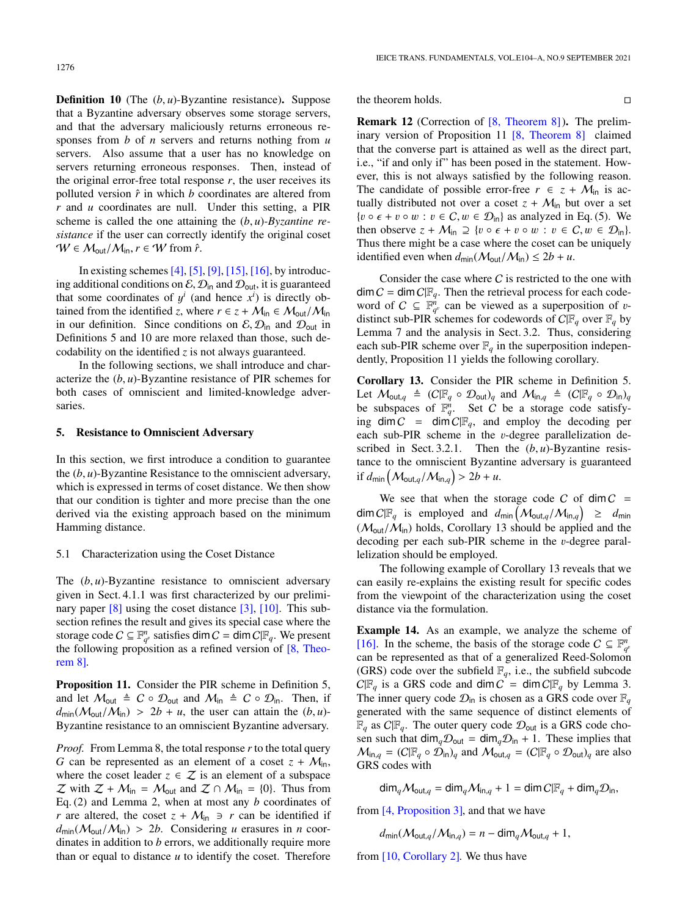**Definition 10** (The $(b, u)$-Byzantine resistance). Suppose that a Byzantine adversary observes some storage servers, and that the adversary maliciously returns erroneous responses from $b$ of $n$ servers and returns nothing from $u$ servers. Also assume that a user has no knowledge on servers returning erroneous responses. Then, instead of the original error-free total response $r$, the user receives its polluted version $\hat{r}$ in which $b$ coordinates are altered from $r$ and $u$ coordinates are null. Under this setting, a PIR scheme is called the one attaining the *$(b, u)$-Byzantine resistance* if the user can correctly identify the original coset $\mathcal{W} \in \mathcal{M}_{\mathsf{out}}/\mathcal{M}_{\mathsf{in}}, r \in \mathcal{W}$ from $\hat{r}$.

In existing schemes [4], [5], [9], [15], [16], by introducing additional conditions on $\mathcal{E}, \mathcal{D}_{\mathsf{in}}$ and $\mathcal{D}_{\mathsf{out}}$, it is guaranteed that some coordinates of $y^i$ (and hence $x^i$) is directly obtained from the identified $z$, where $r \in z + \mathcal{M}_{\mathsf{in}} \in \mathcal{M}_{\mathsf{out}}/\mathcal{M}_{\mathsf{in}}$ in our definition. Since conditions on $\mathcal{E}, \mathcal{D}_{\mathsf{in}}$ and $\mathcal{D}_{\mathsf{out}}$ in Definitions 5 and 10 are more relaxed than those, such decodability on the identified $z$ is not always guaranteed.

In the following sections, we shall introduce and characterize the $(b, u)$-Byzantine resistance of PIR schemes for both cases of omniscient and limited-knowledge adversaries.

## 5. Resistance to Omniscient Adversary

In this section, we first introduce a condition to guarantee the $(b, u)$-Byzantine Resistance to the omniscient adversary, which is expressed in terms of coset distance. We then show that our condition is tighter and more precise than the one derived via the existing approach based on the minimum Hamming distance.

### 5.1 Characterization using the Coset Distance

The $(b, u)$-Byzantine resistance to omniscient adversary given in Sect. 4.1.1 was first characterized by our preliminary paper [8] using the coset distance [3], [10]. This subsection refines the result and gives its special case where the storage code $C \subseteq \mathbb{F}_{q^v}^n$ satisfies $\dim C = \dim C|\mathbb{F}_q$. We present the following proposition as a refined version of [8, Theorem 8].

**Proposition 11.** Consider the PIR scheme in Definition 5, and let $\mathcal{M}_{\mathsf{out}} \triangleq C \circ \mathcal{D}_{\mathsf{out}}$ and $\mathcal{M}_{\mathsf{in}} \triangleq C \circ \mathcal{D}_{\mathsf{in}}$. Then, if $d_{\min}(\mathcal{M}_{\mathsf{out}}/\mathcal{M}_{\mathsf{in}}) > 2b + u$, the user can attain the $(b, u)$-Byzantine resistance to an omniscient Byzantine adversary.

*Proof.* From Lemma 8, the total response $r$ to the total query $G$ can be represented as an element of a coset $z + \mathcal{M}_{\mathsf{in}}$, where the coset leader $z \in \mathcal{Z}$ is an element of a subspace $\mathcal{Z}$ with $\mathcal{Z} + \mathcal{M}_{\mathsf{in}} = \mathcal{M}_{\mathsf{out}}$ and $\mathcal{Z} \cap \mathcal{M}_{\mathsf{in}} = \{0\}$. Thus from Eq. (2) and Lemma 2, when at most any $b$ coordinates of $r$ are altered, the coset $z + \mathcal{M}_{\mathsf{in}} \ni r$ can be identified if $d_{\min}(\mathcal{M}_{\mathsf{out}}/\mathcal{M}_{\mathsf{in}}) > 2b$. Considering $u$ erasures in $n$ coordinates in addition to $b$ errors, we additionally require more than or equal to distance $u$ to identify the coset. Therefore the theorem holds. □

**Remark 12** (Correction of [8, Theorem 8]). The preliminary version of Proposition 11 [8, Theorem 8] claimed that the converse part is attained as well as the direct part, i.e., "if and only if" has been posed in the statement. However, this is not always satisfied by the following reason. The candidate of possible error-free $r \in z + \mathcal{M}_{\mathsf{in}}$ is actually distributed not over a coset $z + \mathcal{M}_{\mathsf{in}}$ but over a set $\{v \circ \epsilon + v \circ w : v \in C, w \in \mathcal{D}_{\mathsf{in}}\}$ as analyzed in Eq. (5). We then observe $z + \mathcal{M}_{\mathsf{in}} \supseteq \{v \circ \epsilon + v \circ w : v \in C, w \in \mathcal{D}_{\mathsf{in}}\}$. Thus there might be a case where the coset can be uniquely identified even when $d_{\min}(\mathcal{M}_{\mathsf{out}}/\mathcal{M}_{\mathsf{in}}) \leq 2b + u$.

Consider the case where $C$ is restricted to the one with $\dim C = \dim C|\mathbb{F}_q$. Then the retrieval process for each codeword of $C \subseteq \mathbb{F}_{q^v}^n$ can be viewed as a superposition of $v$-distinct sub-PIR schemes for codewords of $C|\mathbb{F}_q$ over $\mathbb{F}_q$ by Lemma 7 and the analysis in Sect. 3.2. Thus, considering each sub-PIR scheme over $\mathbb{F}_q$ in the superposition independently, Proposition 11 yields the following corollary.

**Corollary 13.** Consider the PIR scheme in Definition 5. Let $\mathcal{M}_{\mathsf{out},q} \triangleq (C|\mathbb{F}_q \circ \mathcal{D}_{\mathsf{out}})_q$ and $\mathcal{M}_{\mathsf{in},q} \triangleq (C|\mathbb{F}_q \circ \mathcal{D}_{\mathsf{in}})_q$ be subspaces of $\mathbb{F}_q^n$. Set $C$ be a storage code satisfying $\dim C = \dim C|\mathbb{F}_q$, and employ the decoding per each sub-PIR scheme in the $v$-degree parallelization described in Sect. 3.2.1. Then the $(b, u)$-Byzantine resistance to the omniscient Byzantine adversary is guaranteed if $d_{\min}\left(\mathcal{M}_{\mathsf{out},q}/\mathcal{M}_{\mathsf{in},q}\right) > 2b + u$.

We see that when the storage code $C$ of $\dim C = \dim C|\mathbb{F}_q$ is employed and $d_{\min}\left(\mathcal{M}_{\mathsf{out},q}/\mathcal{M}_{\mathsf{in},q}\right) \geq d_{\min}(\mathcal{M}_{\mathsf{out}}/\mathcal{M}_{\mathsf{in}})$ holds, Corollary 13 should be applied and the decoding per each sub-PIR scheme in the $v$-degree parallelization should be employed.

The following example of Corollary 13 reveals that we can easily re-explains the existing result for specific codes from the viewpoint of the characterization using the coset distance via the formulation.

**Example 14.** As an example, we analyze the scheme of [16]. In the scheme, the basis of the storage code $C \subseteq \mathbb{F}_{q^v}^n$ can be represented as that of a generalized Reed-Solomon (GRS) code over the subfield $\mathbb{F}_q$, i.e., the subfield subcode $C|\mathbb{F}_q$ is a GRS code and $\dim C = \dim C|\mathbb{F}_q$ by Lemma 3. The inner query code $\mathcal{D}_{\mathsf{in}}$ is chosen as a GRS code over $\mathbb{F}_q$ generated with the same sequence of distinct elements of $\mathbb{F}_q$ as $C|\mathbb{F}_q$. The outer query code $\mathcal{D}_{\mathsf{out}}$ is a GRS code chosen such that $\dim_q \mathcal{D}_{\mathsf{out}} = \dim_q \mathcal{D}_{\mathsf{in}} + 1$. These implies that $\mathcal{M}_{\mathsf{in},q} = (C|\mathbb{F}_q \circ \mathcal{D}_{\mathsf{in}})_q$ and $\mathcal{M}_{\mathsf{out},q} = (C|\mathbb{F}_q \circ \mathcal{D}_{\mathsf{out}})_q$ are also GRS codes with

$$\dim_q \mathcal{M}_{\mathsf{out},q} = \dim_q \mathcal{M}_{\mathsf{in},q} + 1 = \dim C|\mathbb{F}_q + \dim_q \mathcal{D}_{\mathsf{in}},$$

from [4, Proposition 3], and that we have

$$d_{\min}(\mathcal{M}_{\mathsf{out},q}/\mathcal{M}_{\mathsf{in},q}) = n - \dim_q \mathcal{M}_{\mathsf{out},q} + 1,$$

from [10, Corollary 2]. We thus have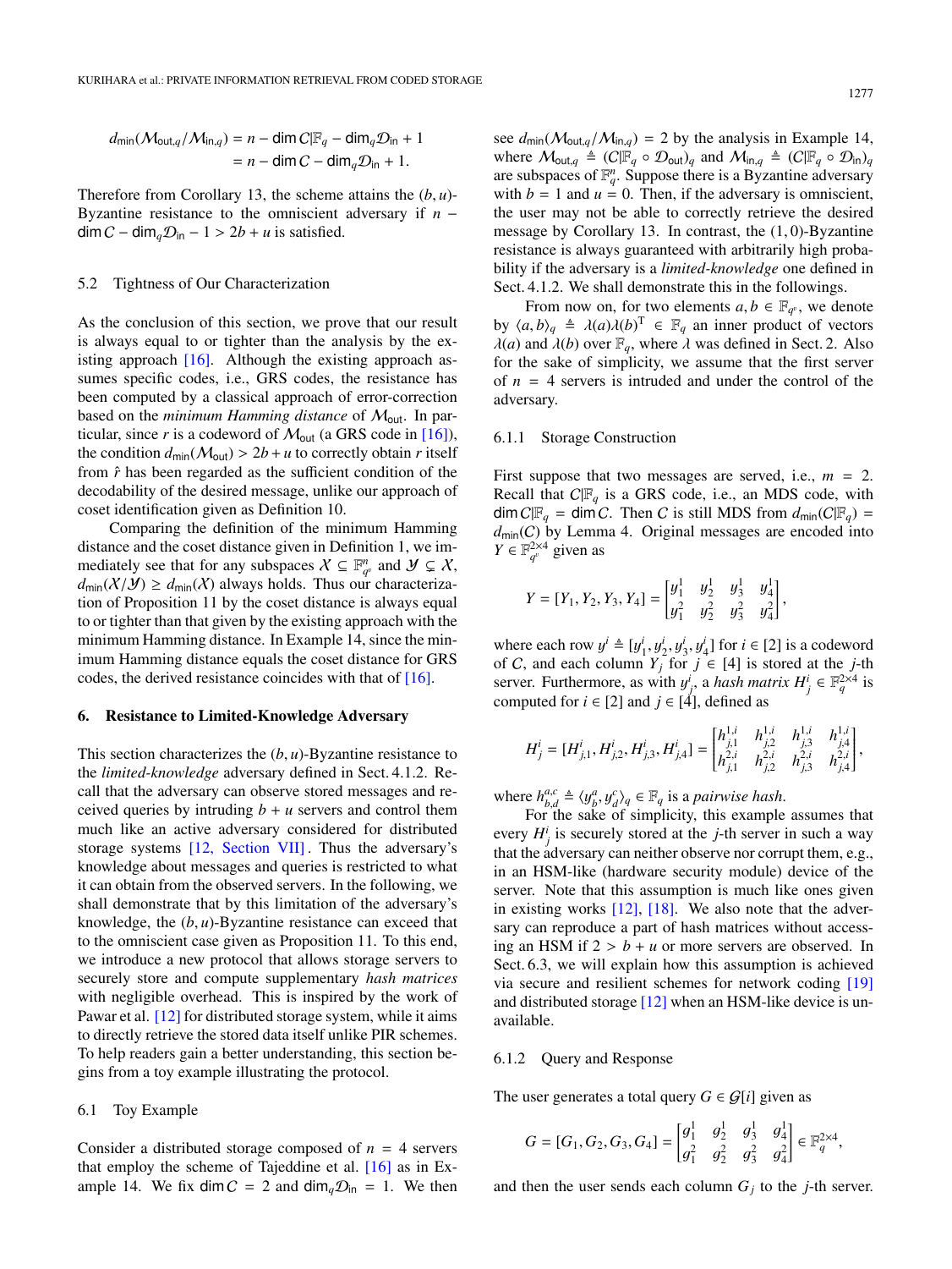$$d_{\min}(\mathcal{M}_{\text{out},q}/\mathcal{M}_{\text{in},q}) = n - \dim C|\mathbb{F}_q - \dim_q \mathcal{D}_{\text{in}} + 1$$
$$= n - \dim C - \dim_q \mathcal{D}_{\text{in}} + 1.$$

Therefore from Corollary 13, the scheme attains the $(b, u)$-Byzantine resistance to the omniscient adversary if $n - \dim C - \dim_q \mathcal{D}_{\text{in}} - 1 > 2b + u$ is satisfied.

### 5.2 Tightness of Our Characterization

As the conclusion of this section, we prove that our result is always equal to or tighter than the analysis by the existing approach [16]. Although the existing approach assumes specific codes, i.e., GRS codes, the resistance has been computed by a classical approach of error-correction based on the *minimum Hamming distance* of $\mathcal{M}_{\text{out}}$. In particular, since $r$ is a codeword of $\mathcal{M}_{\text{out}}$ (a GRS code in [16]), the condition $d_{\min}(\mathcal{M}_{\text{out}}) > 2b + u$ to correctly obtain $r$ itself from $\hat{r}$ has been regarded as the sufficient condition of the decodability of the desired message, unlike our approach of coset identification given as Definition 10.

Comparing the definition of the minimum Hamming distance and the coset distance given in Definition 1, we immediately see that for any subspaces $\mathcal{X} \subseteq \mathbb{F}_{q^v}^n$ and $\mathcal{Y} \subsetneq \mathcal{X}$, $d_{\min}(\mathcal{X}/\mathcal{Y}) \geq d_{\min}(\mathcal{X})$ always holds. Thus our characterization of Proposition 11 by the coset distance is always equal to or tighter than that given by the existing approach with the minimum Hamming distance. In Example 14, since the minimum Hamming distance equals the coset distance for GRS codes, the derived resistance coincides with that of [16].

## 6. Resistance to Limited-Knowledge Adversary

This section characterizes the $(b, u)$-Byzantine resistance to the *limited-knowledge* adversary defined in Sect. 4.1.2. Recall that the adversary can observe stored messages and received queries by intruding $b + u$ servers and control them much like an active adversary considered for distributed storage systems [12, Section VII]. Thus the adversary's knowledge about messages and queries is restricted to what it can obtain from the observed servers. In the following, we shall demonstrate that by this limitation of the adversary's knowledge, the $(b, u)$-Byzantine resistance can exceed that to the omniscient case given as Proposition 11. To this end, we introduce a new protocol that allows storage servers to securely store and compute supplementary *hash matrices* with negligible overhead. This is inspired by the work of Pawar et al. [12] for distributed storage system, while it aims to directly retrieve the stored data itself unlike PIR schemes. To help readers gain a better understanding, this section begins from a toy example illustrating the protocol.

### 6.1 Toy Example

Consider a distributed storage composed of $n = 4$ servers that employ the scheme of Tajeddine et al. [16] as in Example 14. We fix $\dim C = 2$ and $\dim_q \mathcal{D}_{\text{in}} = 1$. We then see $d_{\min}(\mathcal{M}_{\text{out},q}/\mathcal{M}_{\text{in},q}) = 2$ by the analysis in Example 14, where $\mathcal{M}_{\text{out},q} \triangleq (C|\mathbb{F}_q \circ \mathcal{D}_{\text{out}})_q$ and $\mathcal{M}_{\text{in},q} \triangleq (C|\mathbb{F}_q \circ \mathcal{D}_{\text{in}})_q$ are subspaces of $\mathbb{F}_q^n$. Suppose there is a Byzantine adversary with $b = 1$ and $u = 0$. Then, if the adversary is omniscient, the user may not be able to correctly retrieve the desired message by Corollary 13. In contrast, the $(1, 0)$-Byzantine resistance is always guaranteed with arbitrarily high probability if the adversary is a *limited-knowledge* one defined in Sect. 4.1.2. We shall demonstrate this in the followings.

From now on, for two elements $a, b \in \mathbb{F}_{q^v}$, we denote by $\langle a, b \rangle_q \triangleq \lambda(a)\lambda(b)^{\mathrm{T}} \in \mathbb{F}_q$ an inner product of vectors $\lambda(a)$ and $\lambda(b)$ over $\mathbb{F}_q$, where $\lambda$ was defined in Sect. 2. Also for the sake of simplicity, we assume that the first server of $n = 4$ servers is intruded and under the control of the adversary.

#### 6.1.1 Storage Construction

First suppose that two messages are served, i.e., $m = 2$. Recall that $C|\mathbb{F}_q$ is a GRS code, i.e., an MDS code, with $\dim C|\mathbb{F}_q = \dim C$. Then $C$ is still MDS from $d_{\min}(C|\mathbb{F}_q) = d_{\min}(C)$ by Lemma 4. Original messages are encoded into $Y \in \mathbb{F}_{q^v}^{2\times 4}$ given as

$$Y = [Y_1, Y_2, Y_3, Y_4] = \begin{bmatrix} y_1^1 & y_2^1 & y_3^1 & y_4^1 \\ y_1^2 & y_2^2 & y_3^2 & y_4^2 \end{bmatrix},$$

where each row $y^i \triangleq [y_1^i, y_2^i, y_3^i, y_4^i]$ for $i \in [2]$ is a codeword of $C$, and each column $Y_j$ for $j \in [4]$ is stored at the $j$-th server. Furthermore, as with $y_j^i$, a *hash matrix* $H_j^i \in \mathbb{F}_q^{2\times 4}$ is computed for $i \in [2]$ and $j \in [4]$, defined as

$$H_j^i = [H_{j,1}^i, H_{j,2}^i, H_{j,3}^i, H_{j,4}^i] = \begin{bmatrix} h_{j,1}^{1,i} & h_{j,2}^{1,i} & h_{j,3}^{1,i} & h_{j,4}^{1,i} \\ h_{j,1}^{2,i} & h_{j,2}^{2,i} & h_{j,3}^{2,i} & h_{j,4}^{2,i} \end{bmatrix},$$

where $h_{b,d}^{a,c} \triangleq \langle y_b^a, y_d^c \rangle_q \in \mathbb{F}_q$ is a *pairwise hash*.

For the sake of simplicity, this example assumes that every $H_j^i$ is securely stored at the $j$-th server in such a way that the adversary can neither observe nor corrupt them, e.g., in an HSM-like (hardware security module) device of the server. Note that this assumption is much like ones given in existing works [12], [18]. We also note that the adversary can reproduce a part of hash matrices without accessing an HSM if $2 > b + u$ or more servers are observed. In Sect. 6.3, we will explain how this assumption is achieved via secure and resilient schemes for network coding [19] and distributed storage [12] when an HSM-like device is unavailable.

#### 6.1.2 Query and Response

The user generates a total query $G \in \mathcal{G}[i]$ given as

$$G = [G_1, G_2, G_3, G_4] = \begin{bmatrix} g_1^1 & g_2^1 & g_3^1 & g_4^1 \\ g_1^2 & g_2^2 & g_3^2 & g_4^2 \end{bmatrix} \in \mathbb{F}_q^{2\times 4},$$

and then the user sends each column $G_j$ to the $j$-th server.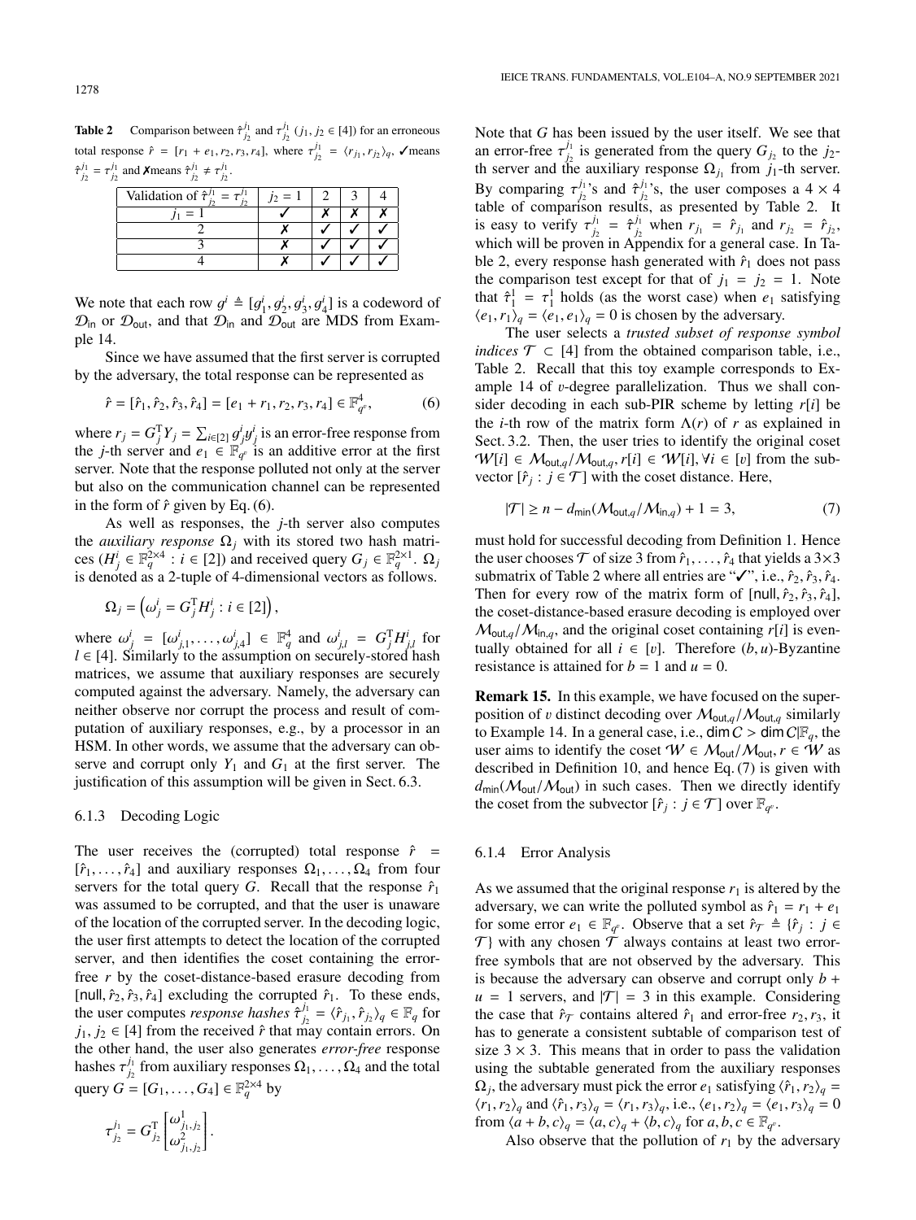**Table 2** Comparison between $\hat{\tau}^{j_1}_{j_2}$ and $\tau^{j_1}_{j_2}$ ($j_1, j_2 \in [4]$) for an erroneous total response $\hat{r} = [r_1 + e_1, r_2, r_3, r_4]$, where $\tau^{j_1}_{j_2} = \langle r_{j_1}, r_{j_2} \rangle_q$, ✓means $\hat{\tau}^{j_1}_{j_2} = \tau^{j_1}_{j_2}$ and ✗means $\hat{\tau}^{j_1}_{j_2} \neq \tau^{j_1}_{j_2}$.

| Validation of $\hat{\tau}^{j_1}_{j_2} = \tau^{j_1}_{j_2}$ | $j_2 = 1$ | 2 | 3 | 4 |
|---|---|---|---|---|
| $j_1 = 1$ | ✓ | ✗ | ✗ | ✗ |
| 2 | ✗ | ✓ | ✓ | ✓ |
| 3 | ✗ | ✓ | ✓ | ✓ |
| 4 | ✗ | ✓ | ✓ | ✓ |

We note that each row $g^i \triangleq [g^i_1, g^i_2, g^i_3, g^i_4]$ is a codeword of $\mathcal{D}_{\mathsf{in}}$ or $\mathcal{D}_{\mathsf{out}}$, and that $\mathcal{D}_{\mathsf{in}}$ and $\mathcal{D}_{\mathsf{out}}$ are MDS from Example 14.

Since we have assumed that the first server is corrupted by the adversary, the total response can be represented as

$$\hat{r} = [\hat{r}_1, \hat{r}_2, \hat{r}_3, \hat{r}_4] = [e_1 + r_1, r_2, r_3, r_4] \in \mathbb{F}^4_{q^v}, \tag{6}$$

where $r_j = G^{\mathrm{T}}_j Y_j = \sum_{i \in [2]} g^i_j y^i_j$ is an error-free response from the $j$-th server and $e_1 \in \mathbb{F}_{q^v}$ is an additive error at the first server. Note that the response polluted not only at the server but also on the communication channel can be represented in the form of $\hat{r}$ given by Eq. (6).

As well as responses, the $j$-th server also computes the *auxiliary response* $\Omega_j$ with its stored two hash matrices ($H^i_j \in \mathbb{F}^{2\times 4}_q : i \in [2]$) and received query $G_j \in \mathbb{F}^{2\times 1}_q$. $\Omega_j$ is denoted as a 2-tuple of 4-dimensional vectors as follows.

$$\Omega_j = \left(\omega^i_j = G^{\mathrm{T}}_j H^i_j : i \in [2]\right),$$

where $\omega^i_j = [\omega^i_{j,1}, \ldots, \omega^i_{j,4}] \in \mathbb{F}^4_q$ and $\omega^i_{j,l} = G^{\mathrm{T}}_j H^i_{j,l}$ for $l \in [4]$. Similarly to the assumption on securely-stored hash matrices, we assume that auxiliary responses are securely computed against the adversary. Namely, the adversary can neither observe nor corrupt the process and result of computation of auxiliary responses, e.g., by a processor in an HSM. In other words, we assume that the adversary can observe and corrupt only $Y_1$ and $G_1$ at the first server. The justification of this assumption will be given in Sect. 6.3.

### 6.1.3 Decoding Logic

The user receives the (corrupted) total response $\hat{r} = [\hat{r}_1, \ldots, \hat{r}_4]$ and auxiliary responses $\Omega_1, \ldots, \Omega_4$ from four servers for the total query $G$. Recall that the response $\hat{r}_1$ was assumed to be corrupted, and that the user is unaware of the location of the corrupted server. In the decoding logic, the user first attempts to detect the location of the corrupted server, and then identifies the coset containing the error-free $r$ by the coset-distance-based erasure decoding from $[\mathsf{null}, \hat{r}_2, \hat{r}_3, \hat{r}_4]$ excluding the corrupted $\hat{r}_1$. To these ends, the user computes *response hashes* $\hat{\tau}^{j_1}_{j_2} = \langle \hat{r}_{j_1}, \hat{r}_{j_2} \rangle_q \in \mathbb{F}_q$ for $j_1, j_2 \in [4]$ from the received $\hat{r}$ that may contain errors. On the other hand, the user also generates *error-free* response hashes $\tau^{j_1}_{j_2}$ from auxiliary responses $\Omega_1, \ldots, \Omega_4$ and the total query $G = [G_1, \ldots, G_4] \in \mathbb{F}^{2\times 4}_q$ by

$$\tau^{j_1}_{j_2} = G^{\mathrm{T}}_{j_2} \begin{bmatrix} \omega^1_{j_1,j_2} \\ \omega^2_{j_1,j_2} \end{bmatrix}.$$

Note that $G$ has been issued by the user itself. We see that an error-free $\tau^{j_1}_{j_2}$ is generated from the query $G_{j_2}$ to the $j_2$-th server and the auxiliary response $\Omega_{j_1}$ from $j_1$-th server. By comparing $\tau^{j_1}_{j_2}$'s and $\hat{\tau}^{j_1}_{j_2}$'s, the user composes a $4 \times 4$ table of comparison results, as presented by Table 2. It is easy to verify $\tau^{j_1}_{j_2} = \hat{\tau}^{j_1}_{j_2}$ when $r_{j_1} = \hat{r}_{j_1}$ and $r_{j_2} = \hat{r}_{j_2}$, which will be proven in Appendix for a general case. In Table 2, every response hash generated with $\hat{r}_1$ does not pass the comparison test except for that of $j_1 = j_2 = 1$. Note that $\hat{\tau}^1_1 = \tau^1_1$ holds (as the worst case) when $e_1$ satisfying $\langle e_1, r_1 \rangle_q = \langle e_1, e_1 \rangle_q = 0$ is chosen by the adversary.

The user selects a *trusted subset of response symbol indices* $\mathcal{T} \subset [4]$ from the obtained comparison table, i.e., Table 2. Recall that this toy example corresponds to Example 14 of $v$-degree parallelization. Thus we shall consider decoding in each sub-PIR scheme by letting $r[i]$ be the $i$-th row of the matrix form $\Lambda(r)$ of $r$ as explained in Sect. 3.2. Then, the user tries to identify the original coset $\mathcal{W}[i] \in \mathcal{M}_{\mathsf{out},q}/\mathcal{M}_{\mathsf{out},q}, r[i] \in \mathcal{W}[i], \forall i \in [v]$ from the subvector $[\hat{r}_j : j \in \mathcal{T}]$ with the coset distance. Here,

$$|\mathcal{T}| \geq n - d_{\min}(\mathcal{M}_{\mathsf{out},q}/\mathcal{M}_{\mathsf{in},q}) + 1 = 3, \tag{7}$$

must hold for successful decoding from Definition 1. Hence the user chooses $\mathcal{T}$ of size 3 from $\hat{r}_1, \ldots, \hat{r}_4$ that yields a $3\times 3$ submatrix of Table 2 where all entries are "✓", i.e., $\hat{r}_2, \hat{r}_3, \hat{r}_4$. Then for every row of the matrix form of $[\mathsf{null}, \hat{r}_2, \hat{r}_3, \hat{r}_4]$, the coset-distance-based erasure decoding is employed over $\mathcal{M}_{\mathsf{out},q}/\mathcal{M}_{\mathsf{in},q}$, and the original coset containing $r[i]$ is eventually obtained for all $i \in [v]$. Therefore $(b, u)$-Byzantine resistance is attained for $b = 1$ and $u = 0$.

**Remark 15.** In this example, we have focused on the superposition of $v$ distinct decoding over $\mathcal{M}_{\mathsf{out},q}/\mathcal{M}_{\mathsf{out},q}$ similarly to Example 14. In a general case, i.e., $\dim C > \dim C|\mathbb{F}_q$, the user aims to identify the coset $\mathcal{W} \in \mathcal{M}_{\mathsf{out}}/\mathcal{M}_{\mathsf{out}}, r \in \mathcal{W}$ as described in Definition 10, and hence Eq. (7) is given with $d_{\min}(\mathcal{M}_{\mathsf{out}}/\mathcal{M}_{\mathsf{out}})$ in such cases. Then we directly identify the coset from the subvector $[\hat{r}_j : j \in \mathcal{T}]$ over $\mathbb{F}_{q^v}$.

### 6.1.4 Error Analysis

As we assumed that the original response $r_1$ is altered by the adversary, we can write the polluted symbol as $\hat{r}_1 = r_1 + e_1$ for some error $e_1 \in \mathbb{F}_{q^v}$. Observe that a set $\hat{r}_{\mathcal{T}} \triangleq \{\hat{r}_j : j \in \mathcal{T}\}$ with any chosen $\mathcal{T}$ always contains at least two error-free symbols that are not observed by the adversary. This is because the adversary can observe and corrupt only $b + u = 1$ servers, and $|\mathcal{T}| = 3$ in this example. Considering the case that $\hat{r}_{\mathcal{T}}$ contains altered $\hat{r}_1$ and error-free $r_2, r_3$, it has to generate a consistent subtable of comparison test of size $3 \times 3$. This means that in order to pass the validation using the subtable generated from the auxiliary responses $\Omega_j$, the adversary must pick the error $e_1$ satisfying $\langle \hat{r}_1, r_2 \rangle_q = \langle r_1, r_2 \rangle_q$ and $\langle \hat{r}_1, r_3 \rangle_q = \langle r_1, r_3 \rangle_q$, i.e., $\langle e_1, r_2 \rangle_q = \langle e_1, r_3 \rangle_q = 0$ from $\langle a + b, c \rangle_q = \langle a, c \rangle_q + \langle b, c \rangle_q$ for $a, b, c \in \mathbb{F}_{q^v}$.

Also observe that the pollution of $r_1$ by the adversary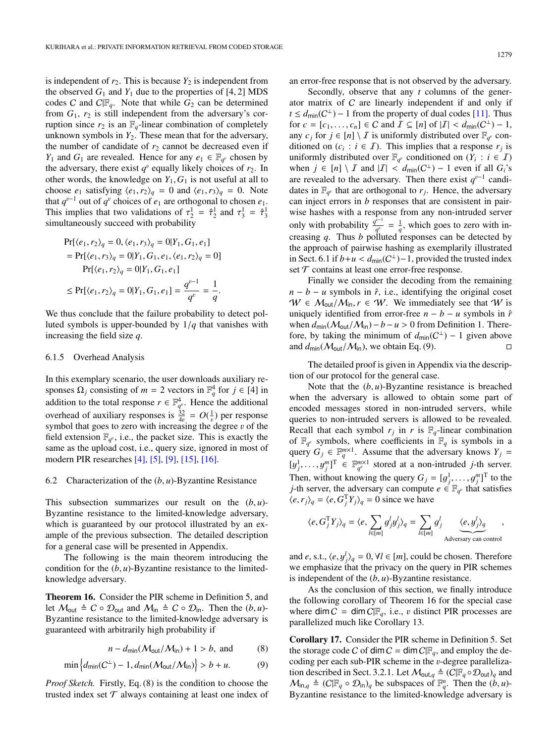is independent of $r_2$. This is because $Y_2$ is independent from the observed $G_1$ and $Y_1$ due to the properties of [4, 2] MDS codes $C$ and $C|\mathbb{F}_q$. Note that while $G_2$ can be determined from $G_1$, $r_2$ is still independent from the adversary's corruption since $r_2$ is an $\mathbb{F}_q$-linear combination of completely unknown symbols in $Y_2$. These mean that for the adversary, the number of candidate of $r_2$ cannot be decreased even if $Y_1$ and $G_1$ are revealed. Hence for any $e_1 \in \mathbb{F}_{q^v}$ chosen by the adversary, there exist $q^v$ equally likely choices of $r_2$. In other words, the knowledge on $Y_1, G_1$ is not useful at all to choose $e_1$ satisfying $\langle e_1, r_2 \rangle_q = 0$ and $\langle e_1, r_3 \rangle_q = 0$. Note that $q^{v-1}$ out of $q^v$ choices of $e_1$ are orthogonal to chosen $e_1$. This implies that two validations of $\tau_2^1 = \hat{\tau}_2^1$ and $\tau_3^1 = \hat{\tau}_3^1$ simultaneously succeed with probability

$$
\begin{aligned}
&\Pr[\langle e_1, r_2 \rangle_q = 0, \langle e_1, r_3 \rangle_q = 0 | Y_1, G_1, e_1] \\
&= \Pr[\langle e_1, r_3 \rangle_q = 0 | Y_1, G_1, e_1, \langle e_1, r_2 \rangle_q = 0] \\
&\quad \Pr[\langle e_1, r_2 \rangle_q = 0 | Y_1, G_1, e_1] \\
&\leq \Pr[\langle e_1, r_2 \rangle_q = 0 | Y_1, G_1, e_1] = \frac{q^{v-1}}{q^v} = \frac{1}{q}.
\end{aligned}
$$

We thus conclude that the failure probability to detect polluted symbols is upper-bounded by $1/q$ that vanishes with increasing the field size $q$.

#### 6.1.5 Overhead Analysis

In this exemplary scenario, the user downloads auxiliary responses $\Omega_j$ consisting of $m = 2$ vectors in $\mathbb{F}_q^4$ for $j \in [4]$ in addition to the total response $r \in \mathbb{F}_{q^v}^4$. Hence the additional overhead of auxiliary responses is $\frac{32}{4v} = O(\frac{1}{v})$ per response symbol that goes to zero with increasing the degree $v$ of the field extension $\mathbb{F}_{q^v}$, i.e., the packet size. This is exactly the same as the upload cost, i.e., query size, ignored in most of modern PIR researches [4], [5], [9], [15], [16].

### 6.2 Characterization of the $(b, u)$-Byzantine Resistance

This subsection summarizes our result on the $(b, u)$-Byzantine resistance to the limited-knowledge adversary, which is guaranteed by our protocol illustrated by an example of the previous subsection. The detailed description for a general case will be presented in Appendix.

The following is the main theorem introducing the condition for the $(b, u)$-Byzantine resistance to the limited-knowledge adversary.

**Theorem 16.** Consider the PIR scheme in Definition 5, and let $\mathcal{M}_{\mathsf{out}} \triangleq C \circ \mathcal{D}_{\mathsf{out}}$ and $\mathcal{M}_{\mathsf{in}} \triangleq C \circ \mathcal{D}_{\mathsf{in}}$. Then the $(b, u)$-Byzantine resistance to the limited-knowledge adversary is guaranteed with arbitrarily high probability if

$$
n - d_{\mathsf{min}}(\mathcal{M}_{\mathsf{out}}/\mathcal{M}_{\mathsf{in}}) + 1 > b, \text{ and} \tag{8}
$$

$$
\min\left\{d_{\mathsf{min}}(C^{\perp}) - 1, d_{\mathsf{min}}(\mathcal{M}_{\mathsf{out}}/\mathcal{M}_{\mathsf{in}})\right\} > b + u. \tag{9}
$$

*Proof Sketch.* Firstly, Eq. (8) is the condition to choose the trusted index set $\mathcal{T}$ always containing at least one index of an error-free response that is not observed by the adversary.

Secondly, observe that any $t$ columns of the generator matrix of $C$ are linearly independent if and only if $t \leq d_{\mathsf{min}}(C^{\perp}) - 1$ from the property of dual codes [11]. Thus for $c = [c_1, \ldots, c_n] \in C$ and $\mathcal{I} \subseteq [n]$ of $|\mathcal{I}| < d_{\mathsf{min}}(C^{\perp}) - 1$, any $c_j$ for $j \in [n] \setminus \mathcal{I}$ is uniformly distributed over $\mathbb{F}_{q^v}$ conditioned on $(c_i : i \in \mathcal{I})$. This implies that a response $r_j$ is uniformly distributed over $\mathbb{F}_{q^v}$ conditioned on $(Y_i : i \in \mathcal{I})$ when $j \in [n] \setminus \mathcal{I}$ and $|\mathcal{I}| < d_{\mathsf{min}}(C^{\perp}) - 1$ even if all $G_i$'s are revealed to the adversary. Then there exist $q^{v-1}$ candidates in $\mathbb{F}_{q^v}$ that are orthogonal to $r_j$. Hence, the adversary can inject errors in $b$ responses that are consistent in pairwise hashes with a response from any non-intruded server only with probability $\frac{q^{v-1}}{q^v} = \frac{1}{q}$, which goes to zero with increasing $q$. Thus $b$ polluted responses can be detected by the approach of pairwise hashing as exemplarily illustrated in Sect. 6.1 if $b + u < d_{\mathsf{min}}(C^{\perp}) - 1$, provided the trusted index set $\mathcal{T}$ contains at least one error-free response.

Finally we consider the decoding from the remaining $n - b - u$ symbols in $\hat{r}$, i.e., identifying the original coset $\mathcal{W} \in \mathcal{M}_{\mathsf{out}}/\mathcal{M}_{\mathsf{in}}, r \in \mathcal{W}$. We immediately see that $\mathcal{W}$ is uniquely identified from error-free $n - b - u$ symbols in $\hat{r}$ when $d_{\mathsf{min}}(\mathcal{M}_{\mathsf{out}}/\mathcal{M}_{\mathsf{in}}) - b - u > 0$ from Definition 1. Therefore, by taking the minimum of $d_{\mathsf{min}}(C^{\perp}) - 1$ given above and $d_{\mathsf{min}}(\mathcal{M}_{\mathsf{out}}/\mathcal{M}_{\mathsf{in}})$, we obtain Eq. (9). □

The detailed proof is given in Appendix via the description of our protocol for the general case.

Note that the $(b, u)$-Byzantine resistance is breached when the adversary is allowed to obtain some part of encoded messages stored in non-intruded servers, while queries to non-intruded servers is allowed to be revealed. Recall that each symbol $r_j$ in $r$ is $\mathbb{F}_q$-linear combination of $\mathbb{F}_{q^v}$ symbols, where coefficients in $\mathbb{F}_q$ is symbols in a query $G_j \in \mathbb{F}_q^{m \times 1}$. Assume that the adversary knows $Y_j = [y_j^1, \ldots, y_j^m]^{\mathrm{T}} \in \mathbb{F}_{q^v}^{m \times 1}$ stored at a non-intruded $j$-th server. Then, without knowing the query $G_j = [g_j^1, \ldots, g_j^m]^{\mathrm{T}}$ to the $j$-th server, the adversary can compute $e \in \mathbb{F}_{q^v}$ that satisfies $\langle e, r_j \rangle_q = \langle e, G_j^{\mathrm{T}} Y_j \rangle_q = 0$ since we have

$$
\langle e, G_j^{\mathrm{T}} Y_j \rangle_q = \langle e, \sum_{l \in [m]} g_j^l y_j^l \rangle_q = \sum_{l \in [m]} g_j^l \underbrace{\langle e, y_j^l \rangle_q}_{\text{Adversary can control}},
$$

and $e$, s.t., $\langle e, y_j^l \rangle_q = 0, \forall l \in [m]$, could be chosen. Therefore we emphasize that the privacy on the query in PIR schemes is independent of the $(b, u)$-Byzantine resistance.

As the conclusion of this section, we finally introduce the following corollary of Theorem 16 for the special case where $\dim C = \dim C|\mathbb{F}_q$, i.e., $v$ distinct PIR processes are parallelized much like Corollary 13.

**Corollary 17.** Consider the PIR scheme in Definition 5. Set the storage code $C$ of $\dim C = \dim C|\mathbb{F}_q$, and employ the decoding per each sub-PIR scheme in the $v$-degree parallelization described in Sect. 3.2.1. Let $\mathcal{M}_{\mathsf{out},q} \triangleq (C|\mathbb{F}_q \circ \mathcal{D}_{\mathsf{out}})_q$ and $\mathcal{M}_{\mathsf{in},q} \triangleq (C|\mathbb{F}_q \circ \mathcal{D}_{\mathsf{in}})_q$ be subspaces of $\mathbb{F}_q^n$. Then the $(b, u)$-Byzantine resistance to the limited-knowledge adversary is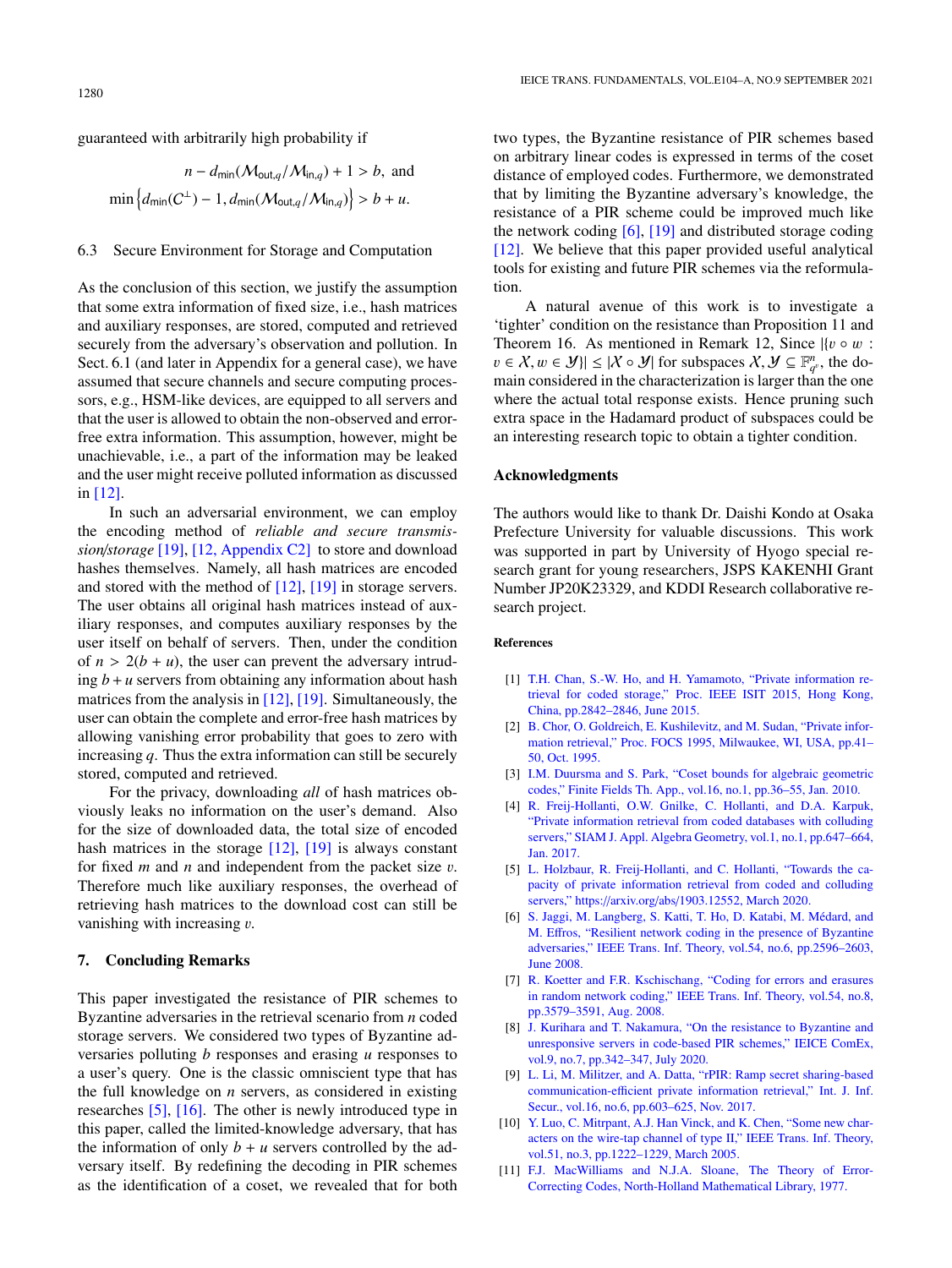guaranteed with arbitrarily high probability if

$$n - d_{\min}(\mathcal{M}_{\text{out},q}/\mathcal{M}_{\text{in},q}) + 1 > b, \text{ and}$$
$$\min\left\{d_{\min}(C^{\perp}) - 1, d_{\min}(\mathcal{M}_{\text{out},q}/\mathcal{M}_{\text{in},q})\right\} > b + u.$$

### 6.3 Secure Environment for Storage and Computation

As the conclusion of this section, we justify the assumption that some extra information of fixed size, i.e., hash matrices and auxiliary responses, are stored, computed and retrieved securely from the adversary's observation and pollution. In Sect. 6.1 (and later in Appendix for a general case), we have assumed that secure channels and secure computing processors, e.g., HSM-like devices, are equipped to all servers and that the user is allowed to obtain the non-observed and error-free extra information. This assumption, however, might be unachievable, i.e., a part of the information may be leaked and the user might receive polluted information as discussed in [12].

In such an adversarial environment, we can employ the encoding method of *reliable and secure transmission/storage* [19], [12, Appendix C2] to store and download hashes themselves. Namely, all hash matrices are encoded and stored with the method of [12], [19] in storage servers. The user obtains all original hash matrices instead of auxiliary responses, and computes auxiliary responses by the user itself on behalf of servers. Then, under the condition of $n > 2(b + u)$, the user can prevent the adversary intruding $b + u$ servers from obtaining any information about hash matrices from the analysis in [12], [19]. Simultaneously, the user can obtain the complete and error-free hash matrices by allowing vanishing error probability that goes to zero with increasing $q$. Thus the extra information can still be securely stored, computed and retrieved.

For the privacy, downloading *all* of hash matrices obviously leaks no information on the user's demand. Also for the size of downloaded data, the total size of encoded hash matrices in the storage [12], [19] is always constant for fixed $m$ and $n$ and independent from the packet size $v$. Therefore much like auxiliary responses, the overhead of retrieving hash matrices to the download cost can still be vanishing with increasing $v$.

## 7. Concluding Remarks

This paper investigated the resistance of PIR schemes to Byzantine adversaries in the retrieval scenario from $n$ coded storage servers. We considered two types of Byzantine adversaries polluting $b$ responses and erasing $u$ responses to a user's query. One is the classic omniscient type that has the full knowledge on $n$ servers, as considered in existing researches [5], [16]. The other is newly introduced type in this paper, called the limited-knowledge adversary, that has the information of only $b + u$ servers controlled by the adversary itself. By redefining the decoding in PIR schemes as the identification of a coset, we revealed that for both two types, the Byzantine resistance of PIR schemes based on arbitrary linear codes is expressed in terms of the coset distance of employed codes. Furthermore, we demonstrated that by limiting the Byzantine adversary's knowledge, the resistance of a PIR scheme could be improved much like the network coding [6], [19] and distributed storage coding [12]. We believe that this paper provided useful analytical tools for existing and future PIR schemes via the reformulation.

A natural avenue of this work is to investigate a 'tighter' condition on the resistance than Proposition 11 and Theorem 16. As mentioned in Remark 12, Since $|\{v \circ w : v \in \mathcal{X}, w \in \mathcal{Y}\}| \le |\mathcal{X} \circ \mathcal{Y}|$ for subspaces $\mathcal{X}, \mathcal{Y} \subseteq \mathbb{F}_{q^v}^n$, the domain considered in the characterization is larger than the one where the actual total response exists. Hence pruning such extra space in the Hadamard product of subspaces could be an interesting research topic to obtain a tighter condition.

## Acknowledgments

The authors would like to thank Dr. Daishi Kondo at Osaka Prefecture University for valuable discussions. This work was supported in part by University of Hyogo special research grant for young researchers, JSPS KAKENHI Grant Number JP20K23329, and KDDI Research collaborative research project.

## References

[1] T.H. Chan, S.-W. Ho, and H. Yamamoto, "Private information retrieval for coded storage," Proc. IEEE ISIT 2015, Hong Kong, China, pp.2842–2846, June 2015.

[2] B. Chor, O. Goldreich, E. Kushilevitz, and M. Sudan, "Private information retrieval," Proc. FOCS 1995, Milwaukee, WI, USA, pp.41–50, Oct. 1995.

[3] I.M. Duursma and S. Park, "Coset bounds for algebraic geometric codes," Finite Fields Th. App., vol.16, no.1, pp.36–55, Jan. 2010.

[4] R. Freij-Hollanti, O.W. Gnilke, C. Hollanti, and D.A. Karpuk, "Private information retrieval from coded databases with colluding servers," SIAM J. Appl. Algebra Geometry, vol.1, no.1, pp.647–664, Jan. 2017.

[5] L. Holzbaur, R. Freij-Hollanti, and C. Hollanti, "Towards the capacity of private information retrieval from coded and colluding servers," https://arxiv.org/abs/1903.12552, March 2020.

[6] S. Jaggi, M. Langberg, S. Katti, T. Ho, D. Katabi, M. Médard, and M. Effros, "Resilient network coding in the presence of Byzantine adversaries," IEEE Trans. Inf. Theory, vol.54, no.6, pp.2596–2603, June 2008.

[7] R. Koetter and F.R. Kschischang, "Coding for errors and erasures in random network coding," IEEE Trans. Inf. Theory, vol.54, no.8, pp.3579–3591, Aug. 2008.

[8] J. Kurihara and T. Nakamura, "On the resistance to Byzantine and unresponsive servers in code-based PIR schemes," IEICE ComEx, vol.9, no.7, pp.342–347, July 2020.

[9] L. Li, M. Militzer, and A. Datta, "rPIR: Ramp secret sharing-based communication-efficient private information retrieval," Int. J. Inf. Secur., vol.16, no.6, pp.603–625, Nov. 2017.

[10] Y. Luo, C. Mitrpant, A.J. Han Vinck, and K. Chen, "Some new characters on the wire-tap channel of type II," IEEE Trans. Inf. Theory, vol.51, no.3, pp.1222–1229, March 2005.

[11] F.J. MacWilliams and N.J.A. Sloane, The Theory of Error-Correcting Codes, North-Holland Mathematical Library, 1977.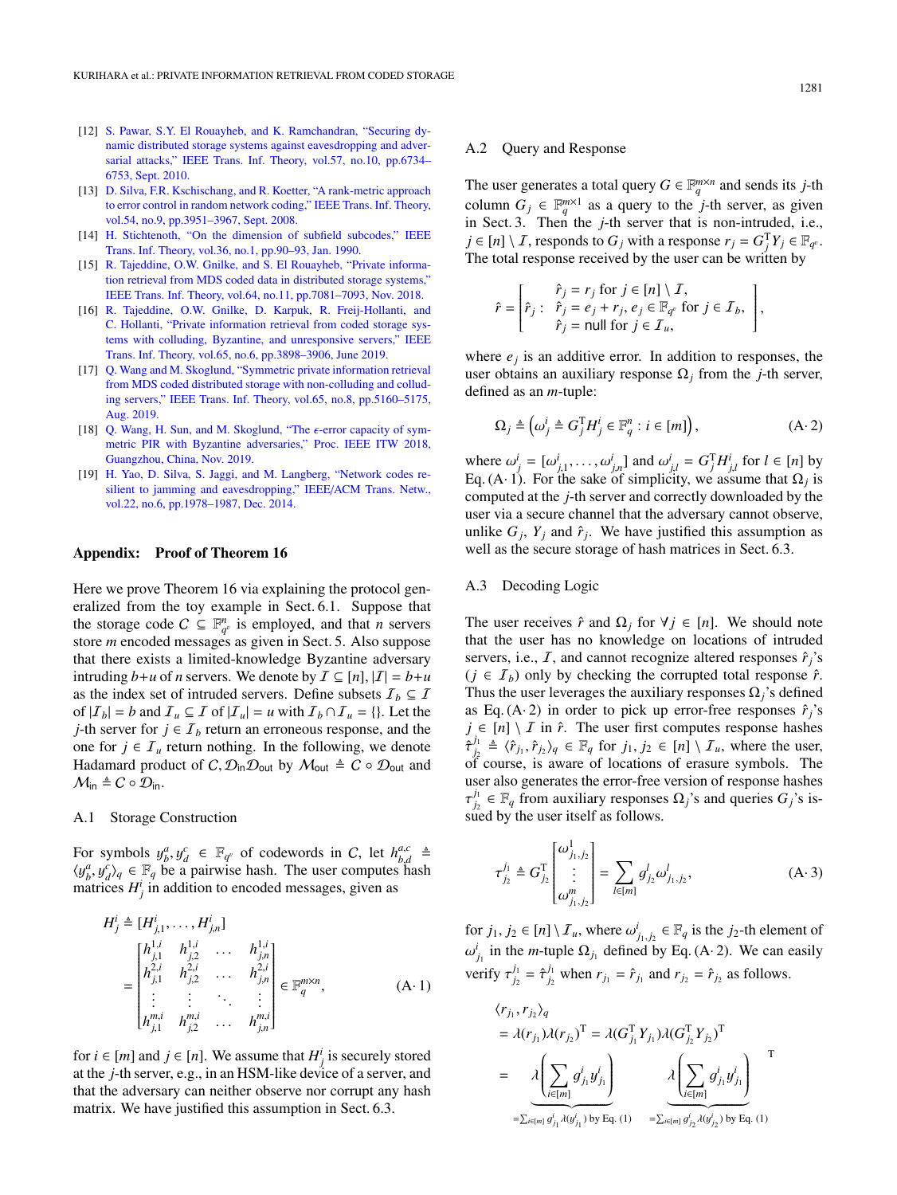[12] S. Pawar, S.Y. El Rouayheb, and K. Ramchandran, "Securing dynamic distributed storage systems against eavesdropping and adversarial attacks," IEEE Trans. Inf. Theory, vol.57, no.10, pp.6734–6753, Sept. 2010.

[13] D. Silva, F.R. Kschischang, and R. Koetter, "A rank-metric approach to error control in random network coding," IEEE Trans. Inf. Theory, vol.54, no.9, pp.3951–3967, Sept. 2008.

[14] H. Stichtenoth, "On the dimension of subfield subcodes," IEEE Trans. Inf. Theory, vol.36, no.1, pp.90–93, Jan. 1990.

[15] R. Tajeddine, O.W. Gnilke, and S. El Rouayheb, "Private information retrieval from MDS coded data in distributed storage systems," IEEE Trans. Inf. Theory, vol.64, no.11, pp.7081–7093, Nov. 2018.

[16] R. Tajeddine, O.W. Gnilke, D. Karpuk, R. Freij-Hollanti, and C. Hollanti, "Private information retrieval from coded storage systems with colluding, Byzantine, and unresponsive servers," IEEE Trans. Inf. Theory, vol.65, no.6, pp.3898–3906, June 2019.

[17] Q. Wang and M. Skoglund, "Symmetric private information retrieval from MDS coded distributed storage with non-colluding and colluding servers," IEEE Trans. Inf. Theory, vol.65, no.8, pp.5160–5175, Aug. 2019.

[18] Q. Wang, H. Sun, and M. Skoglund, "The $\epsilon$-error capacity of symmetric PIR with Byzantine adversaries," Proc. IEEE ITW 2018, Guangzhou, China, Nov. 2019.

[19] H. Yao, D. Silva, S. Jaggi, and M. Langberg, "Network codes resilient to jamming and eavesdropping," IEEE/ACM Trans. Netw., vol.22, no.6, pp.1978–1987, Dec. 2014.

## Appendix: Proof of Theorem 16

Here we prove Theorem 16 via explaining the protocol generalized from the toy example in Sect. 6.1. Suppose that the storage code $C \subseteq \mathbb{F}_{q^e}^n$ is employed, and that $n$ servers store $m$ encoded messages as given in Sect. 5. Also suppose that there exists a limited-knowledge Byzantine adversary intruding $b+u$ of $n$ servers. We denote by $\mathcal{I} \subseteq [n], |\mathcal{I}| = b+u$ as the index set of intruded servers. Define subsets $\mathcal{I}_b \subseteq \mathcal{I}$ of $|\mathcal{I}_b| = b$ and $\mathcal{I}_u \subseteq \mathcal{I}$ of $|\mathcal{I}_u| = u$ with $\mathcal{I}_b \cap \mathcal{I}_u = \{\}$. Let the $j$-th server for $j \in \mathcal{I}_b$ return an erroneous response, and the one for $j \in \mathcal{I}_u$ return nothing. In the following, we denote Hadamard product of $C, \mathcal{D}_{\mathsf{in}}\mathcal{D}_{\mathsf{out}}$ by $\mathcal{M}_{\mathsf{out}} \triangleq C \circ \mathcal{D}_{\mathsf{out}}$ and $\mathcal{M}_{\mathsf{in}} \triangleq C \circ \mathcal{D}_{\mathsf{in}}$.

### A.1 Storage Construction

For symbols $y_b^a, y_d^c \in \mathbb{F}_{q^e}$ of codewords in $C$, let $h_{b,d}^{a,c} \triangleq \langle y_b^a, y_d^c \rangle_q \in \mathbb{F}_q$ be a pairwise hash. The user computes hash matrices $H_j^i$ in addition to encoded messages, given as

$$
H_j^i \triangleq [H_{j,1}^i, \dots, H_{j,n}^i] = \begin{bmatrix} h_{j,1}^{1,i} & h_{j,2}^{1,i} & \dots & h_{j,n}^{1,i} \\ h_{j,1}^{2,i} & h_{j,2}^{2,i} & \dots & h_{j,n}^{2,i} \\ \vdots & \vdots & \ddots & \vdots \\ h_{j,1}^{m,i} & h_{j,2}^{m,i} & \dots & h_{j,n}^{m,i} \end{bmatrix} \in \mathbb{F}_q^{m \times n}, \tag{A·1}
$$

for $i \in [m]$ and $j \in [n]$. We assume that $H_j^i$ is securely stored at the $j$-th server, e.g., in an HSM-like device of a server, and that the adversary can neither observe nor corrupt any hash matrix. We have justified this assumption in Sect. 6.3.

### A.2 Query and Response

The user generates a total query $G \in \mathbb{F}_q^{m \times n}$ and sends its $j$-th column $G_j \in \mathbb{F}_q^{m \times 1}$ as a query to the $j$-th server, as given in Sect. 3. Then the $j$-th server that is non-intruded, i.e., $j \in [n] \setminus \mathcal{I}$, responds to $G_j$ with a response $r_j = G_j^{\mathrm{T}} Y_j \in \mathbb{F}_{q^e}$. The total response received by the user can be written by

$$
\hat{r} = \left[ \hat{r}_j : \begin{array}{l} \hat{r}_j = r_j \text{ for } j \in [n] \setminus \mathcal{I}, \\ \hat{r}_j = e_j + r_j, e_j \in \mathbb{F}_{q^e} \text{ for } j \in \mathcal{I}_b, \\ \hat{r}_j = \mathsf{null} \text{ for } j \in \mathcal{I}_u, \end{array} \right],
$$

where $e_j$ is an additive error. In addition to responses, the user obtains an auxiliary response $\Omega_j$ from the $j$-th server, defined as an $m$-tuple:

$$
\Omega_j \triangleq \left( \omega_j^i \triangleq G_j^{\mathrm{T}} H_j^i \in \mathbb{F}_q^n : i \in [m] \right), \tag{A·2}
$$

where $\omega_j^i = [\omega_{j,1}^i, \dots, \omega_{j,n}^i]$ and $\omega_{j,l}^i = G_j^{\mathrm{T}} H_{j,l}^i$ for $l \in [n]$ by Eq. (A·1). For the sake of simplicity, we assume that $\Omega_j$ is computed at the $j$-th server and correctly downloaded by the user via a secure channel that the adversary cannot observe, unlike $G_j$, $Y_j$ and $\hat{r}_j$. We have justified this assumption as well as the secure storage of hash matrices in Sect. 6.3.

### A.3 Decoding Logic

The user receives $\hat{r}$ and $\Omega_j$ for $\forall j \in [n]$. We should note that the user has no knowledge on locations of intruded servers, i.e., $\mathcal{I}$, and cannot recognize altered responses $\hat{r}_j$'s ($j \in \mathcal{I}_b$) only by checking the corrupted total response $\hat{r}$. Thus the user leverages the auxiliary responses $\Omega_j$'s defined as Eq. (A·2) in order to pick up error-free responses $\hat{r}_j$'s $j \in [n] \setminus \mathcal{I}$ in $\hat{r}$. The user first computes response hashes $\hat{\tau}_{j_2}^{j_1} \triangleq \langle \hat{r}_{j_1}, \hat{r}_{j_2} \rangle_q \in \mathbb{F}_q$ for $j_1, j_2 \in [n] \setminus \mathcal{I}_u$, where the user, of course, is aware of locations of erasure symbols. The user also generates the error-free version of response hashes $\tau_{j_2}^{j_1} \in \mathbb{F}_q$ from auxiliary responses $\Omega_j$'s and queries $G_j$'s issued by the user itself as follows.

$$
\tau_{j_2}^{j_1} \triangleq G_{j_2}^{\mathrm{T}} \begin{bmatrix} \omega_{j_1,j_2}^1 \\ \vdots \\ \omega_{j_1,j_2}^m \end{bmatrix} = \sum_{l \in [m]} g_{j_2}^l \omega_{j_1,j_2}^l, \tag{A·3}
$$

for $j_1, j_2 \in [n] \setminus \mathcal{I}_u$, where $\omega_{j_1,j_2}^i \in \mathbb{F}_q$ is the $j_2$-th element of $\omega_{j_1}^i$ in the $m$-tuple $\Omega_{j_1}$ defined by Eq. (A·2). We can easily verify $\tau_{j_2}^{j_1} = \hat{\tau}_{j_2}^{j_1}$ when $r_{j_1} = \hat{r}_{j_1}$ and $r_{j_2} = \hat{r}_{j_2}$ as follows.

$$
\begin{aligned}
&\langle r_{j_1}, r_{j_2} \rangle_q \\
&= \lambda(r_{j_1})\lambda(r_{j_2})^{\mathrm{T}} = \lambda(G_{j_1}^{\mathrm{T}} Y_{j_1})\lambda(G_{j_2}^{\mathrm{T}} Y_{j_2})^{\mathrm{T}} \\
&= \underbrace{\lambda\left( \sum_{i \in [m]} g_{j_1}^i y_{j_1}^i \right)}_{= \sum_{i \in [m]} g_{j_1}^i \lambda(y_{j_1}^i) \text{ by Eq. (1)}} \underbrace{\lambda\left( \sum_{i \in [m]} g_{j_1}^i y_{j_1}^i \right)^{\mathrm{T}}}_{= \sum_{i \in [m]} g_{j_2}^i \lambda(y_{j_2}^i) \text{ by Eq. (1)}}
\end{aligned}
$$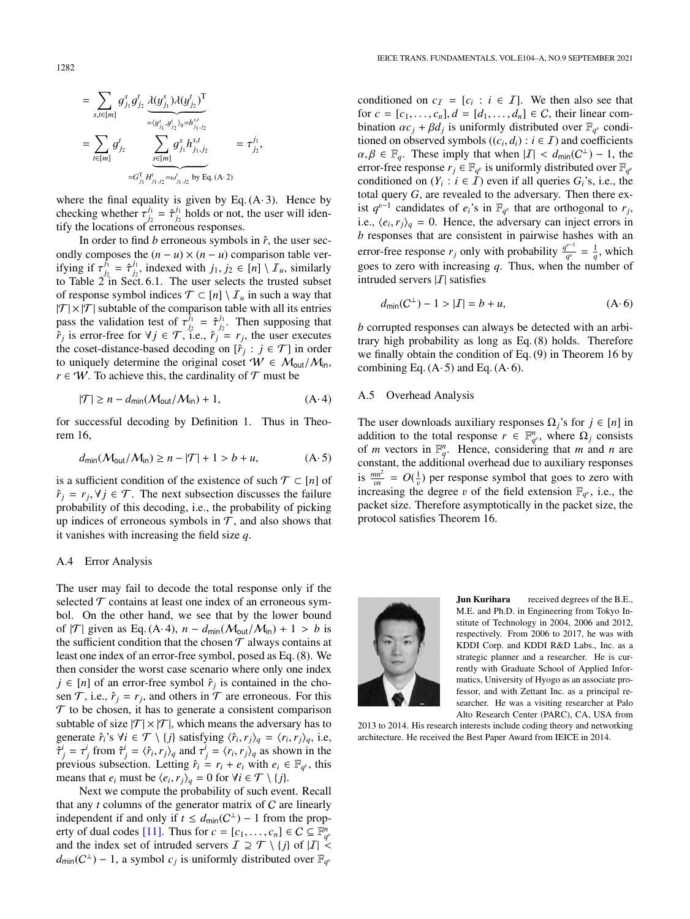$$
\begin{aligned}
&= \sum_{s,t\in[m]} g^s_{j_1} g^t_{j_2} \underbrace{\lambda(y^s_{j_1})\lambda(y^t_{j_2})^{\mathrm{T}}}_{=\langle y^s_{j_1}, y^t_{j_2}\rangle_q = h^{s,t}_{j_1,j_2}} \\
&= \sum_{t\in[m]} g^t_{j_2} \underbrace{\sum_{s\in[m]} g^s_{j_1} h^{s,t}_{j_1,j_2}}_{=G^{\mathrm{T}}_{j_1} H^t_{j_1,j_2} = \omega^t_{j_1,j_2} \text{ by Eq. (A· 2)}} \quad = \tau^{j_1}_{j_2},
\end{aligned}
$$

where the final equality is given by Eq. (A· 3). Hence by checking whether $\tau^{j_1}_{j_2} = \hat{\tau}^{j_1}_{j_2}$ holds or not, the user will identify the locations of erroneous responses.

In order to find $b$ erroneous symbols in $\hat{r}$, the user secondly composes the $(n-u)\times(n-u)$ comparison table verifying if $\tau^{j_1}_{j_2} = \hat{\tau}^{j_1}_{j_2}$, indexed with $j_1, j_2 \in [n]\setminus \mathcal{I}_u$, similarly to Table 2 in Sect. 6.1. The user selects the trusted subset of response symbol indices $\mathcal{T} \subset [n]\setminus \mathcal{I}_u$ in such a way that $|\mathcal{T}|\times|\mathcal{T}|$ subtable of the comparison table with all its entries pass the validation test of $\tau^{j_1}_{j_2} = \hat{\tau}^{j_1}_{j_2}$. Then supposing that $\hat{r}_j$ is error-free for $\forall j \in \mathcal{T}$, i.e., $\hat{r}_j = r_j$, the user executes the coset-distance-based decoding on $[\hat{r}_j : j \in \mathcal{T}]$ in order to uniquely determine the original coset $\mathcal{W} \in \mathcal{M}_{\mathsf{out}}/\mathcal{M}_{\mathsf{in}}$, $r \in \mathcal{W}$. To achieve this, the cardinality of $\mathcal{T}$ must be

$$
|\mathcal{T}| \geq n - d_{\min}(\mathcal{M}_{\mathsf{out}}/\mathcal{M}_{\mathsf{in}}) + 1, \tag{A· 4}
$$

for successful decoding by Definition 1. Thus in Theorem 16,

$$
d_{\min}(\mathcal{M}_{\mathsf{out}}/\mathcal{M}_{\mathsf{in}}) \geq n - |\mathcal{T}| + 1 > b + u, \tag{A· 5}
$$

is a sufficient condition of the existence of such $\mathcal{T} \subset [n]$ of $\hat{r}_j = r_j, \forall j \in \mathcal{T}$. The next subsection discusses the failure probability of this decoding, i.e., the probability of picking up indices of erroneous symbols in $\mathcal{T}$, and also shows that it vanishes with increasing the field size $q$.

## A.4 Error Analysis

The user may fail to decode the total response only if the selected $\mathcal{T}$ contains at least one index of an erroneous symbol. On the other hand, we see that by the lower bound of $|\mathcal{T}|$ given as Eq. (A· 4), $n - d_{\min}(\mathcal{M}_{\mathsf{out}}/\mathcal{M}_{\mathsf{in}}) + 1 > b$ is the sufficient condition that the chosen $\mathcal{T}$ always contains at least one index of an error-free symbol, posed as Eq. (8). We then consider the worst case scenario where only one index $j \in [n]$ of an error-free symbol $\hat{r}_j$ is contained in the chosen $\mathcal{T}$, i.e., $\hat{r}_j = r_j$, and others in $\mathcal{T}$ are erroneous. For this $\mathcal{T}$ to be chosen, it has to generate a consistent comparison subtable of size $|\mathcal{T}|\times|\mathcal{T}|$, which means the adversary has to generate $\hat{r}_i$'s $\forall i \in \mathcal{T}\setminus\{j\}$ satisfying $\langle \hat{r}_i, r_j\rangle_q = \langle r_i, r_j\rangle_q$, i.e, $\hat{\tau}^i_j = \tau^i_j$ from $\hat{\tau}^i_j = \langle \hat{r}_i, r_j\rangle_q$ and $\tau^i_j = \langle r_i, r_j\rangle_q$ as shown in the previous subsection. Letting $\hat{r}_i = r_i + e_i$ with $e_i \in \mathbb{F}_{q^v}$, this means that $e_i$ must be $\langle e_i, r_j\rangle_q = 0$ for $\forall i \in \mathcal{T}\setminus\{j\}$.

Next we compute the probability of such event. Recall that any $t$ columns of the generator matrix of $C$ are linearly independent if and only if $t \leq d_{\min}(C^{\perp}) - 1$ from the property of dual codes [11]. Thus for $c = [c_1, \ldots, c_n] \in C \subseteq \mathbb{F}^n_{q^v}$ and the index set of intruded servers $\mathcal{I} \supseteq \mathcal{T}\setminus\{j\}$ of $|\mathcal{I}| < d_{\min}(C^{\perp}) - 1$, a symbol $c_j$ is uniformly distributed over $\mathbb{F}_{q^v}$ conditioned on $c_{\mathcal{I}} = [c_i : i \in \mathcal{I}]$. We then also see that for $c = [c_1, \ldots, c_n], d = [d_1, \ldots, d_n] \in C$, their linear combination $\alpha c_j + \beta d_j$ is uniformly distributed over $\mathbb{F}_{q^v}$ conditioned on observed symbols $((c_i, d_i) : i \in \mathcal{I})$ and coefficients $\alpha, \beta \in \mathbb{F}_q$. These imply that when $|\mathcal{I}| < d_{\min}(C^{\perp}) - 1$, the error-free response $r_j \in \mathbb{F}_{q^v}$ is uniformly distributed over $\mathbb{F}_{q^v}$ conditioned on $(Y_i : i \in \mathcal{I})$ even if all queries $G_i$'s, i.e., the total query $G$, are revealed to the adversary. Then there exist $q^{v-1}$ candidates of $e_i$'s in $\mathbb{F}_{q^v}$ that are orthogonal to $r_j$, i.e., $\langle e_i, r_j\rangle_q = 0$. Hence, the adversary can inject errors in $b$ responses that are consistent in pairwise hashes with an error-free response $r_j$ only with probability $\frac{q^{v-1}}{q^v} = \frac{1}{q}$, which goes to zero with increasing $q$. Thus, when the number of intruded servers $|\mathcal{I}|$ satisfies

$$
d_{\min}(C^{\perp}) - 1 > |\mathcal{I}| = b + u, \tag{A· 6}
$$

$b$ corrupted responses can always be detected with an arbitrary high probability as long as Eq. (8) holds. Therefore we finally obtain the condition of Eq. (9) in Theorem 16 by combining Eq. (A· 5) and Eq. (A· 6).

## A.5 Overhead Analysis

The user downloads auxiliary responses $\Omega_j$'s for $j \in [n]$ in addition to the total response $r \in \mathbb{F}^n_{q^v}$, where $\Omega_j$ consists of $m$ vectors in $\mathbb{F}^n_q$. Hence, considering that $m$ and $n$ are constant, the additional overhead due to auxiliary responses is $\frac{mn^2}{vn} = O(\frac{1}{v})$ per response symbol that goes to zero with increasing the degree $v$ of the field extension $\mathbb{F}_{q^v}$, i.e., the packet size. Therefore asymptotically in the packet size, the protocol satisfies Theorem 16.

**Jun Kurihara** received degrees of the B.E., M.E. and Ph.D. in Engineering from Tokyo Institute of Technology in 2004, 2006 and 2012, respectively. From 2006 to 2017, he was with KDDI Corp. and KDDI R&D Labs., Inc. as a strategic planner and a researcher. He is currently with Graduate School of Applied Informatics, University of Hyogo as an associate professor, and with Zettant Inc. as a principal researcher. He was a visiting researcher at Palo Alto Research Center (PARC), CA, USA from 2013 to 2014. His research interests include coding theory and networking architecture. He received the Best Paper Award from IEICE in 2014.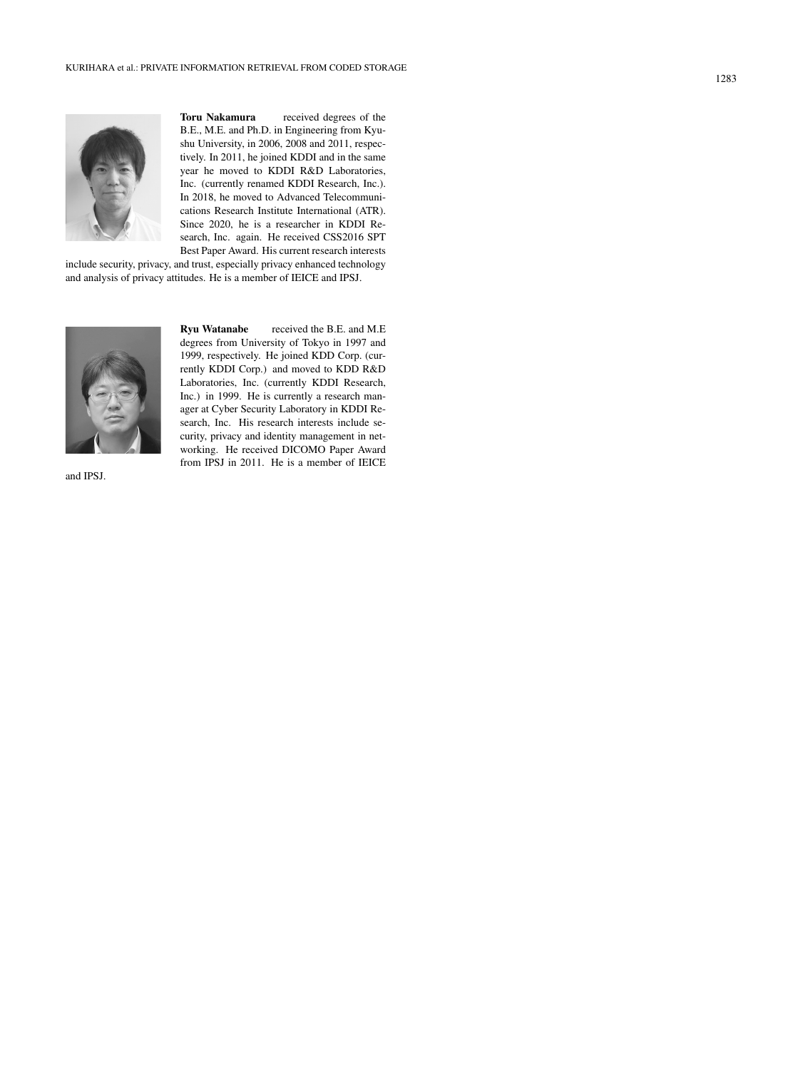**Toru Nakamura** received degrees of the B.E., M.E. and Ph.D. in Engineering from Kyushu University, in 2006, 2008 and 2011, respectively. In 2011, he joined KDDI and in the same year he moved to KDDI R&D Laboratories, Inc. (currently renamed KDDI Research, Inc.). In 2018, he moved to Advanced Telecommunications Research Institute International (ATR). Since 2020, he is a researcher in KDDI Research, Inc. again. He received CSS2016 SPT Best Paper Award. His current research interests include security, privacy, and trust, especially privacy enhanced technology and analysis of privacy attitudes. He is a member of IEICE and IPSJ.

**Ryu Watanabe** received the B.E. and M.E degrees from University of Tokyo in 1997 and 1999, respectively. He joined KDD Corp. (currently KDDI Corp.) and moved to KDD R&D Laboratories, Inc. (currently KDDI Research, Inc.) in 1999. He is currently a research manager at Cyber Security Laboratory in KDDI Research, Inc. His research interests include security, privacy and identity management in networking. He received DICOMO Paper Award from IPSJ in 2011. He is a member of IEICE and IPSJ.